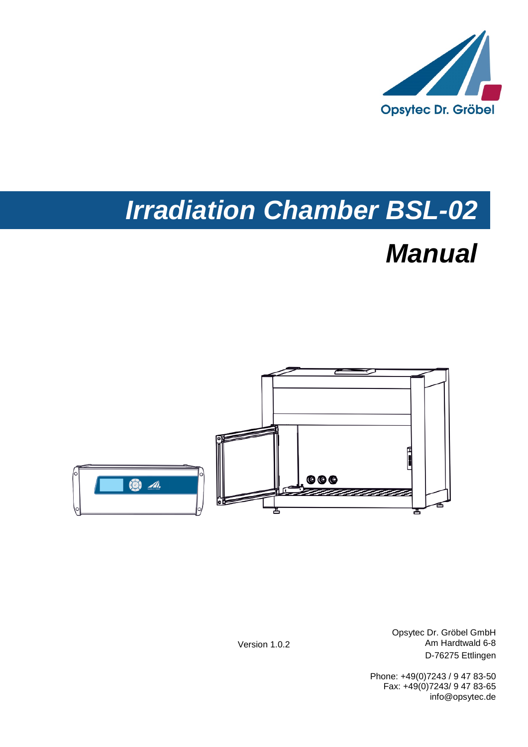Opsytec Dr. Gröbel

# *Irradiation Chamber BSL-02*

## *Manual*

Version 1.0.2

Opsytec Dr. Gröbel GmbH
Am Hardtwald 6-8
D-76275 Ettlingen

Phone: +49(0)7243 / 9 47 83-50
Fax: +49(0)7243/ 9 47 83-65
info@opsytec.de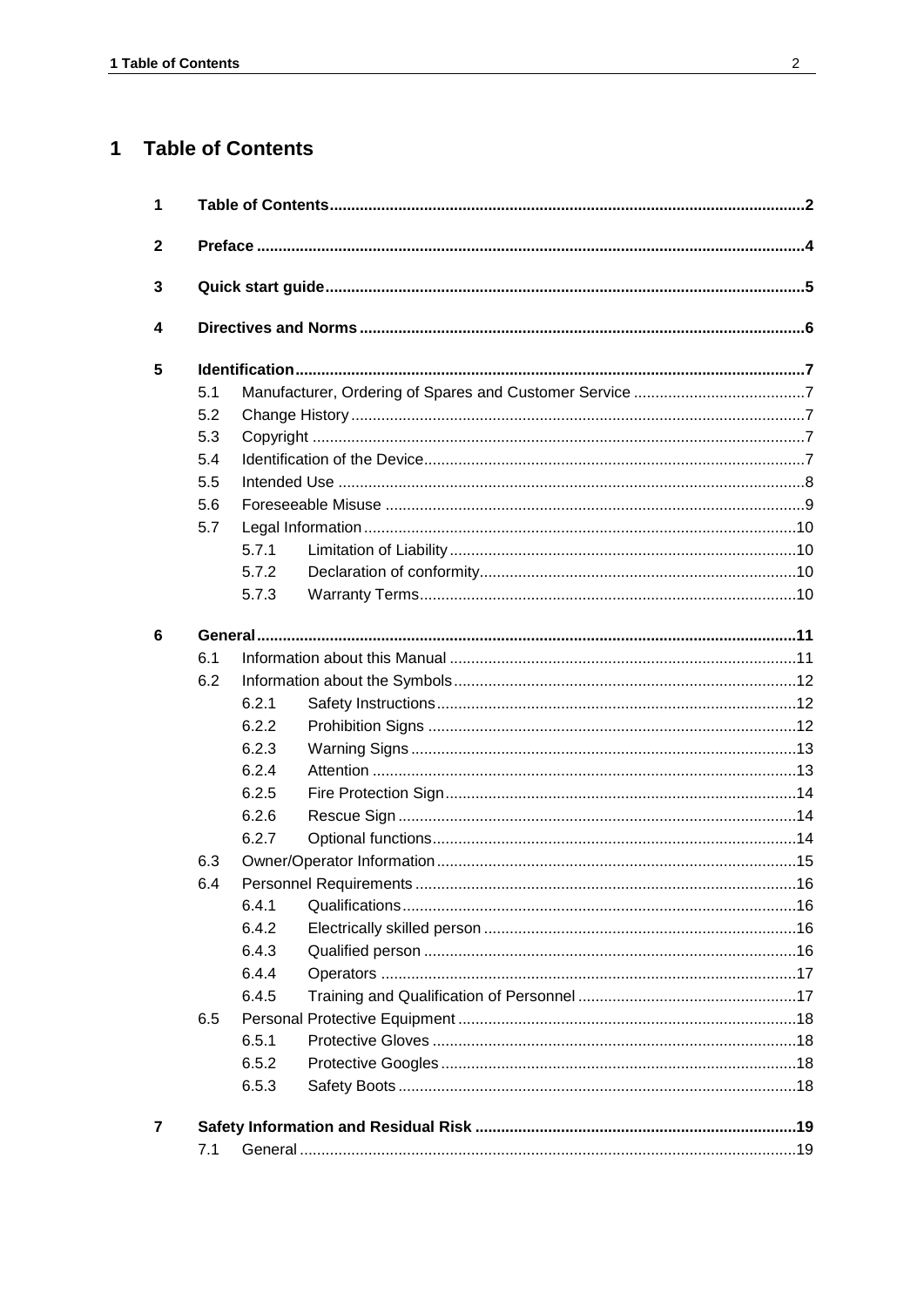# 1 Table of Contents

| | | | | |
|---|---|---|---|---|
| **1** | **Table of Contents** | | | **2** |
| **2** | **Preface** | | | **4** |
| **3** | **Quick start guide** | | | **5** |
| **4** | **Directives and Norms** | | | **6** |
| **5** | **Identification** | | | **7** |
| | 5.1 | Manufacturer, Ordering of Spares and Customer Service | | 7 |
| | 5.2 | Change History | | 7 |
| | 5.3 | Copyright | | 7 |
| | 5.4 | Identification of the Device | | 7 |
| | 5.5 | Intended Use | | 8 |
| | 5.6 | Foreseeable Misuse | | 9 |
| | 5.7 | Legal Information | | 10 |
| | | 5.7.1 | Limitation of Liability | 10 |
| | | 5.7.2 | Declaration of conformity | 10 |
| | | 5.7.3 | Warranty Terms | 10 |
| **6** | **General** | | | **11** |
| | 6.1 | Information about this Manual | | 11 |
| | 6.2 | Information about the Symbols | | 12 |
| | | 6.2.1 | Safety Instructions | 12 |
| | | 6.2.2 | Prohibition Signs | 12 |
| | | 6.2.3 | Warning Signs | 13 |
| | | 6.2.4 | Attention | 13 |
| | | 6.2.5 | Fire Protection Sign | 14 |
| | | 6.2.6 | Rescue Sign | 14 |
| | | 6.2.7 | Optional functions | 14 |
| | 6.3 | Owner/Operator Information | | 15 |
| | 6.4 | Personnel Requirements | | 16 |
| | | 6.4.1 | Qualifications | 16 |
| | | 6.4.2 | Electrically skilled person | 16 |
| | | 6.4.3 | Qualified person | 16 |
| | | 6.4.4 | Operators | 17 |
| | | 6.4.5 | Training and Qualification of Personnel | 17 |
| | 6.5 | Personal Protective Equipment | | 18 |
| | | 6.5.1 | Protective Gloves | 18 |
| | | 6.5.2 | Protective Googles | 18 |
| | | 6.5.3 | Safety Boots | 18 |
| **7** | **Safety Information and Residual Risk** | | | **19** |
| | 7.1 | General | | 19 |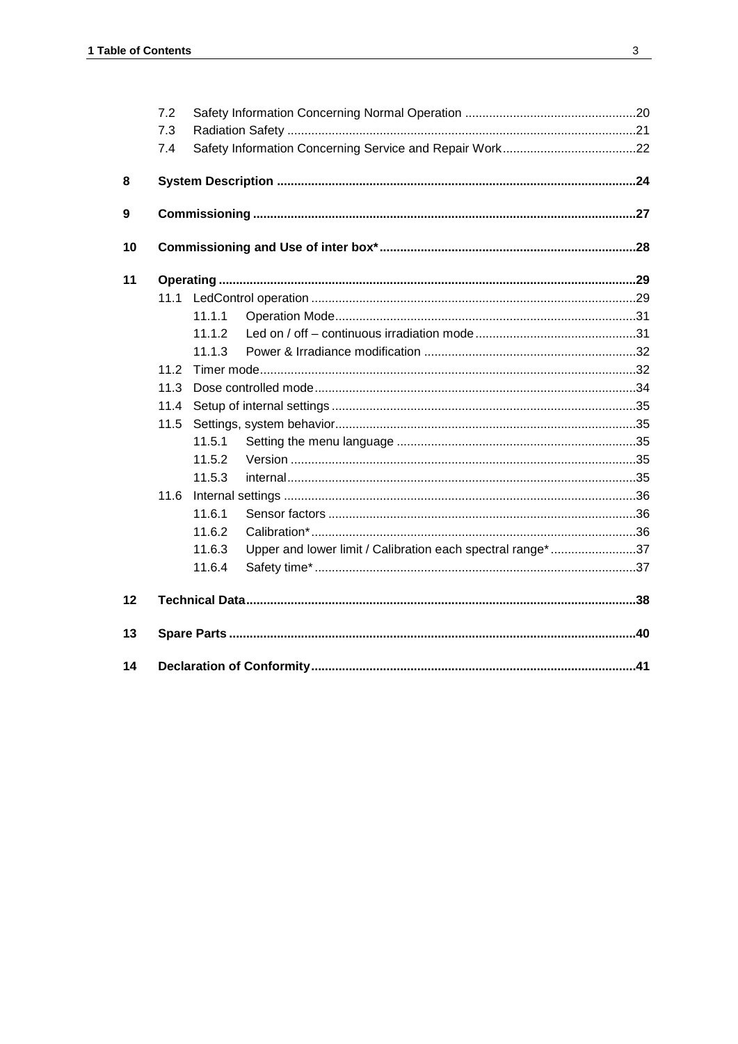7.2 Safety Information Concerning Normal Operation ....................................................20
7.3 Radiation Safety ....................................................................................................21
7.4 Safety Information Concerning Service and Repair Work........................................22

**8 System Description ........................................................................................................24**

**9 Commissioning ..............................................................................................................27**

**10 Commissioning and Use of inter box*..........................................................................28**

**11 Operating ......................................................................................................................29**

11.1 LedControl operation ..............................................................................................29

11.1.1 Operation Mode......................................................................................31

11.1.2 Led on / off – continuous irradiation mode...............................................31

11.1.3 Power & Irradiance modification .............................................................32

11.2 Timer mode.............................................................................................................32

11.3 Dose controlled mode.............................................................................................34

11.4 Setup of internal settings........................................................................................35

11.5 Settings, system behavior.......................................................................................35

11.5.1 Setting the menu language .....................................................................35

11.5.2 Version ...................................................................................................35

11.5.3 internal....................................................................................................35

11.6 Internal settings .....................................................................................................36

11.6.1 Sensor factors ........................................................................................36

11.6.2 Calibration*.............................................................................................36

11.6.3 Upper and lower limit / Calibration each spectral range*.........................37

11.6.4 Safety time*............................................................................................37

**12 Technical Data..............................................................................................................38**

**13 Spare Parts ..................................................................................................................40**

**14 Declaration of Conformity.............................................................................................41**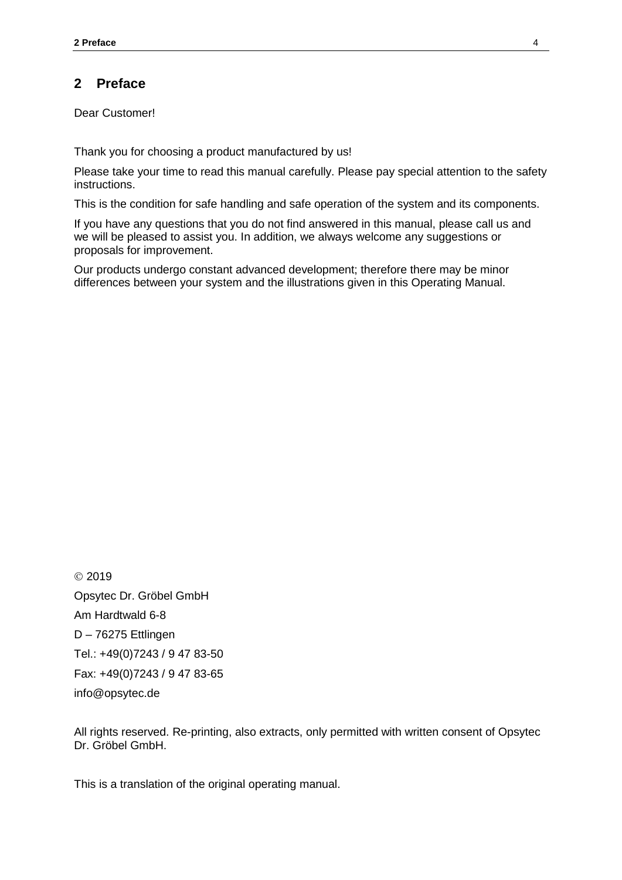## 2 Preface

Dear Customer!

Thank you for choosing a product manufactured by us!

Please take your time to read this manual carefully. Please pay special attention to the safety instructions.

This is the condition for safe handling and safe operation of the system and its components.

If you have any questions that you do not find answered in this manual, please call us and we will be pleased to assist you. In addition, we always welcome any suggestions or proposals for improvement.

Our products undergo constant advanced development; therefore there may be minor differences between your system and the illustrations given in this Operating Manual.

© 2019

Opsytec Dr. Gröbel GmbH

Am Hardtwald 6-8

D – 76275 Ettlingen

Tel.: +49(0)7243 / 9 47 83-50

Fax: +49(0)7243 / 9 47 83-65

info@opsytec.de

All rights reserved. Re-printing, also extracts, only permitted with written consent of Opsytec Dr. Gröbel GmbH.

This is a translation of the original operating manual.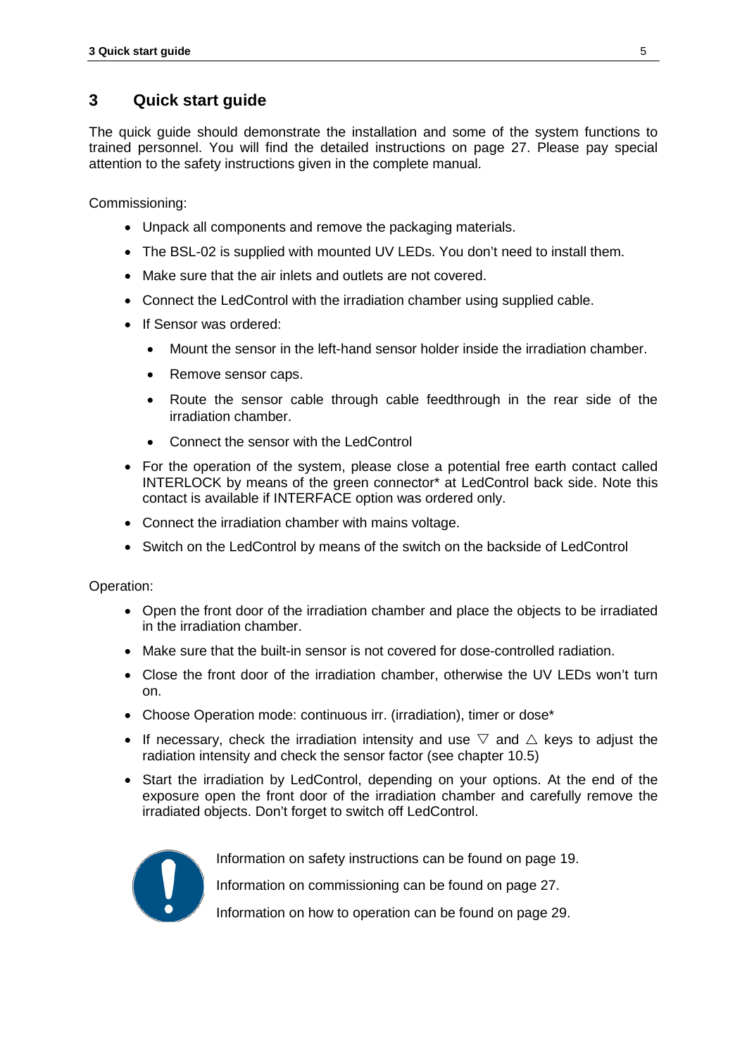# 3 Quick start guide

The quick guide should demonstrate the installation and some of the system functions to trained personnel. You will find the detailed instructions on page 27. Please pay special attention to the safety instructions given in the complete manual.

Commissioning:

- Unpack all components and remove the packaging materials.
- The BSL-02 is supplied with mounted UV LEDs. You don't need to install them.
- Make sure that the air inlets and outlets are not covered.
- Connect the LedControl with the irradiation chamber using supplied cable.
- If Sensor was ordered:
  - Mount the sensor in the left-hand sensor holder inside the irradiation chamber.
  - Remove sensor caps.
  - Route the sensor cable through cable feedthrough in the rear side of the irradiation chamber.
  - Connect the sensor with the LedControl
- For the operation of the system, please close a potential free earth contact called INTERLOCK by means of the green connector* at LedControl back side. Note this contact is available if INTERFACE option was ordered only.
- Connect the irradiation chamber with mains voltage.
- Switch on the LedControl by means of the switch on the backside of LedControl

Operation:

- Open the front door of the irradiation chamber and place the objects to be irradiated in the irradiation chamber.
- Make sure that the built-in sensor is not covered for dose-controlled radiation.
- Close the front door of the irradiation chamber, otherwise the UV LEDs won't turn on.
- Choose Operation mode: continuous irr. (irradiation), timer or dose*
- If necessary, check the irradiation intensity and use ▽ and △ keys to adjust the radiation intensity and check the sensor factor (see chapter 10.5)
- Start the irradiation by LedControl, depending on your options. At the end of the exposure open the front door of the irradiation chamber and carefully remove the irradiated objects. Don't forget to switch off LedControl.

Information on safety instructions can be found on page 19.

Information on commissioning can be found on page 27.

Information on how to operation can be found on page 29.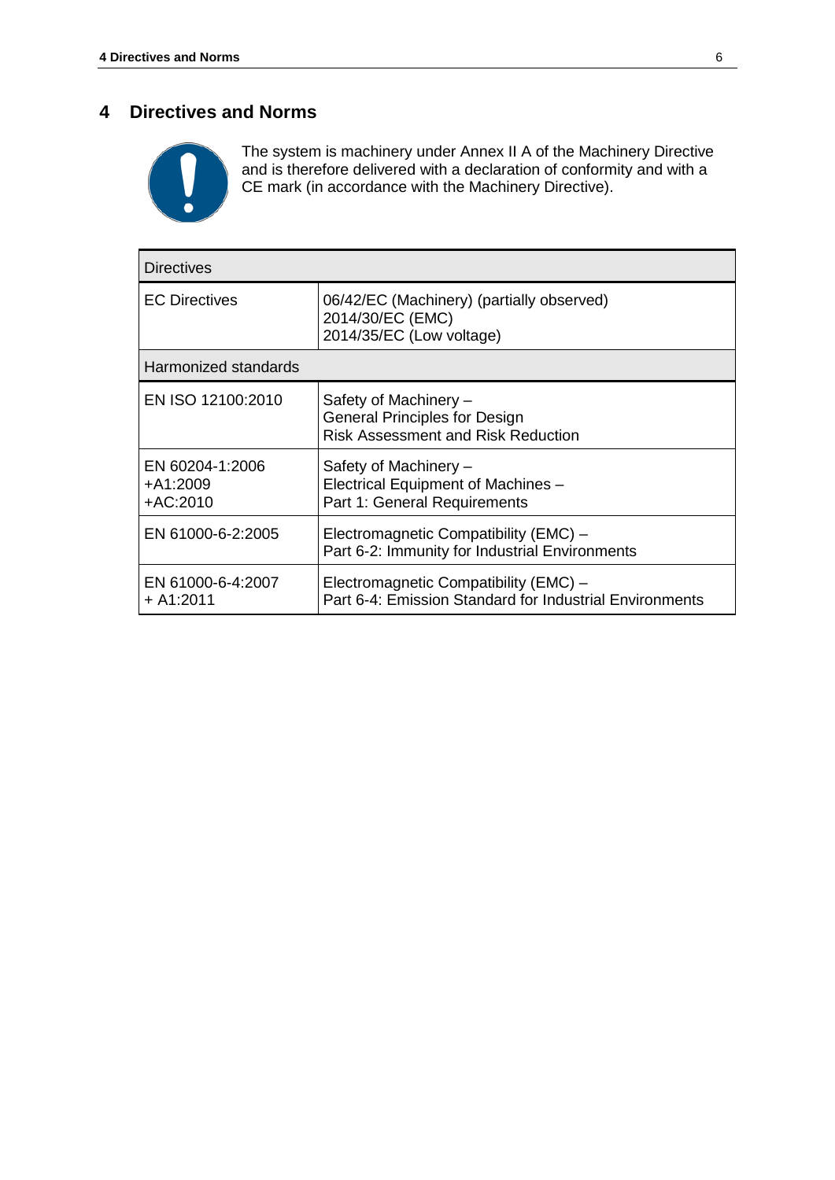# 4 Directives and Norms

The system is machinery under Annex II A of the Machinery Directive and is therefore delivered with a declaration of conformity and with a CE mark (in accordance with the Machinery Directive).

| Directives | |
|---|---|
| EC Directives | 06/42/EC (Machinery) (partially observed)<br>2014/30/EC (EMC)<br>2014/35/EC (Low voltage) |
| **Harmonized standards** | |
| EN ISO 12100:2010 | Safety of Machinery –<br>General Principles for Design<br>Risk Assessment and Risk Reduction |
| EN 60204-1:2006<br>+A1:2009<br>+AC:2010 | Safety of Machinery –<br>Electrical Equipment of Machines –<br>Part 1: General Requirements |
| EN 61000-6-2:2005 | Electromagnetic Compatibility (EMC) –<br>Part 6-2: Immunity for Industrial Environments |
| EN 61000-6-4:2007<br>+ A1:2011 | Electromagnetic Compatibility (EMC) –<br>Part 6-4: Emission Standard for Industrial Environments |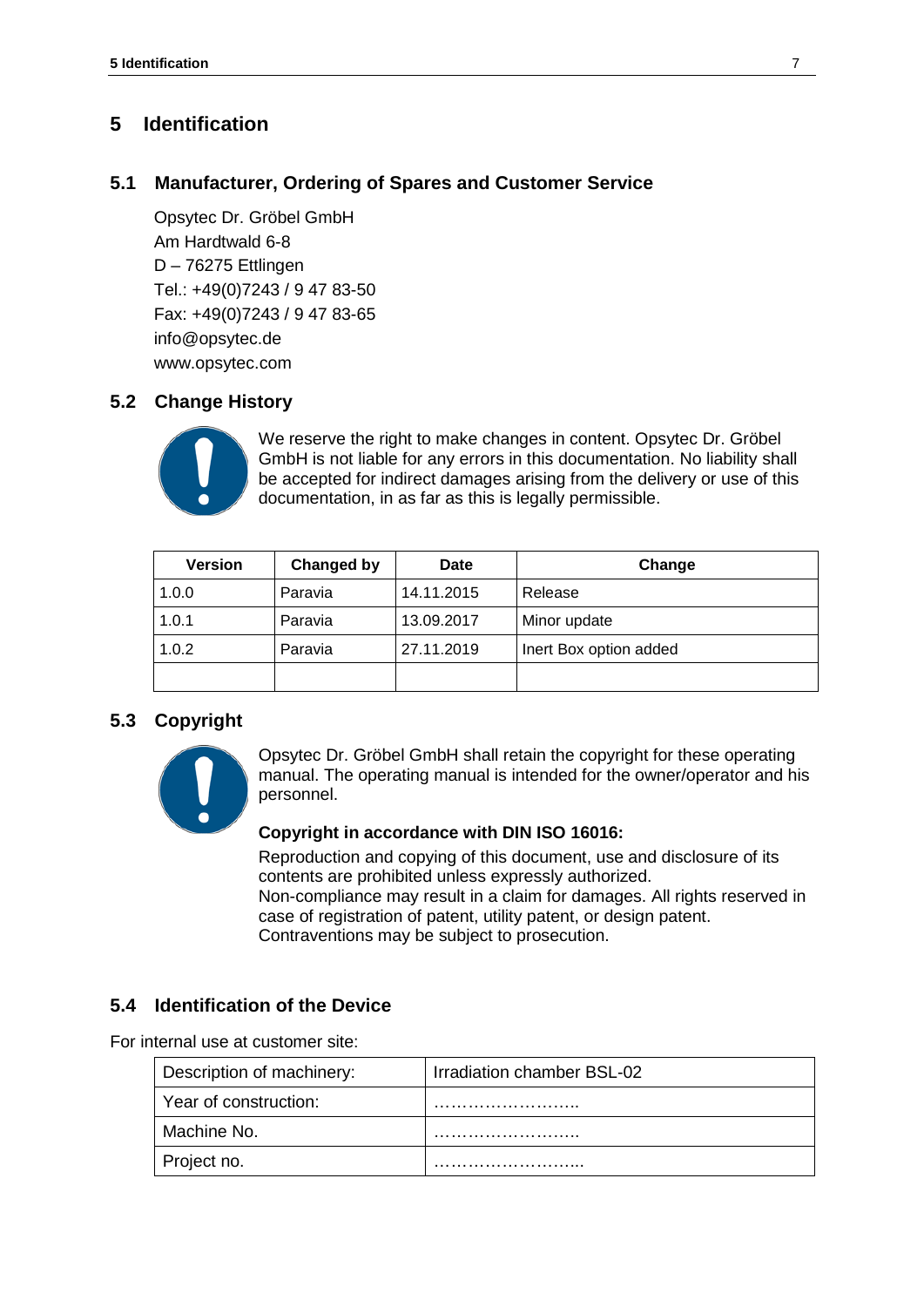# 5 Identification

## 5.1 Manufacturer, Ordering of Spares and Customer Service

Opsytec Dr. Gröbel GmbH
Am Hardtwald 6-8
D – 76275 Ettlingen
Tel.: +49(0)7243 / 9 47 83-50
Fax: +49(0)7243 / 9 47 83-65
info@opsytec.de
www.opsytec.com

## 5.2 Change History

We reserve the right to make changes in content. Opsytec Dr. Gröbel GmbH is not liable for any errors in this documentation. No liability shall be accepted for indirect damages arising from the delivery or use of this documentation, in as far as this is legally permissible.

| Version | Changed by | Date | Change |
|---|---|---|---|
| 1.0.0 | Paravia | 14.11.2015 | Release |
| 1.0.1 | Paravia | 13.09.2017 | Minor update |
| 1.0.2 | Paravia | 27.11.2019 | Inert Box option added |
| | | | |

## 5.3 Copyright

Opsytec Dr. Gröbel GmbH shall retain the copyright for these operating manual. The operating manual is intended for the owner/operator and his personnel.

**Copyright in accordance with DIN ISO 16016:**

Reproduction and copying of this document, use and disclosure of its contents are prohibited unless expressly authorized.
Non-compliance may result in a claim for damages. All rights reserved in case of registration of patent, utility patent, or design patent.
Contraventions may be subject to prosecution.

## 5.4 Identification of the Device

For internal use at customer site:

| Description of machinery: | Irradiation chamber BSL-02 |
|---|---|
| Year of construction: | …………………….. |
| Machine No. | …………………….. |
| Project no. | ……………………... |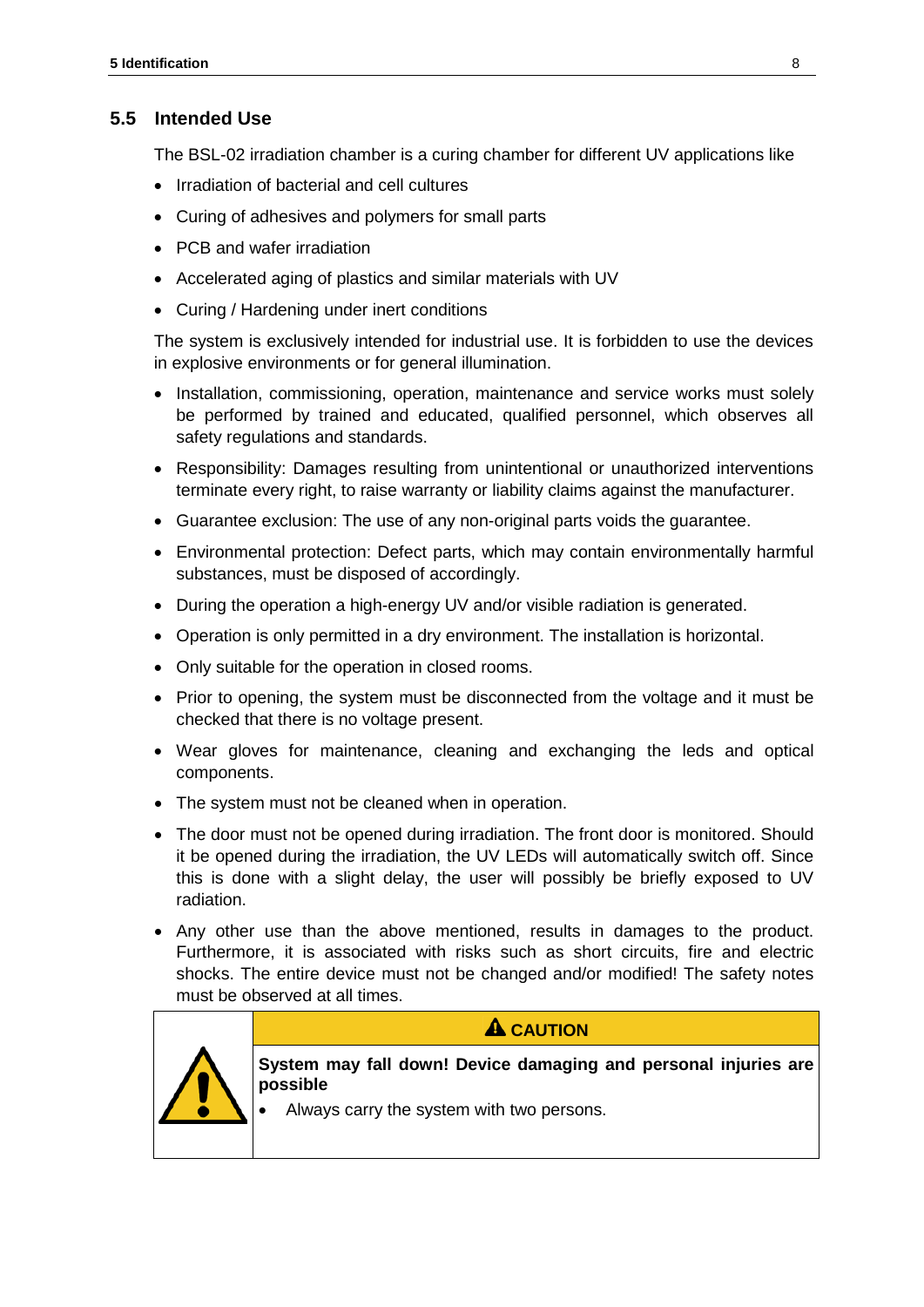## 5.5 Intended Use

The BSL-02 irradiation chamber is a curing chamber for different UV applications like

- Irradiation of bacterial and cell cultures
- Curing of adhesives and polymers for small parts
- PCB and wafer irradiation
- Accelerated aging of plastics and similar materials with UV
- Curing / Hardening under inert conditions

The system is exclusively intended for industrial use. It is forbidden to use the devices in explosive environments or for general illumination.

- Installation, commissioning, operation, maintenance and service works must solely be performed by trained and educated, qualified personnel, which observes all safety regulations and standards.
- Responsibility: Damages resulting from unintentional or unauthorized interventions terminate every right, to raise warranty or liability claims against the manufacturer.
- Guarantee exclusion: The use of any non-original parts voids the guarantee.
- Environmental protection: Defect parts, which may contain environmentally harmful substances, must be disposed of accordingly.
- During the operation a high-energy UV and/or visible radiation is generated.
- Operation is only permitted in a dry environment. The installation is horizontal.
- Only suitable for the operation in closed rooms.
- Prior to opening, the system must be disconnected from the voltage and it must be checked that there is no voltage present.
- Wear gloves for maintenance, cleaning and exchanging the leds and optical components.
- The system must not be cleaned when in operation.
- The door must not be opened during irradiation. The front door is monitored. Should it be opened during the irradiation, the UV LEDs will automatically switch off. Since this is done with a slight delay, the user will possibly be briefly exposed to UV radiation.
- Any other use than the above mentioned, results in damages to the product. Furthermore, it is associated with risks such as short circuits, fire and electric shocks. The entire device must not be changed and/or modified! The safety notes must be observed at all times.

**CAUTION**

**System may fall down! Device damaging and personal injuries are possible**

- Always carry the system with two persons.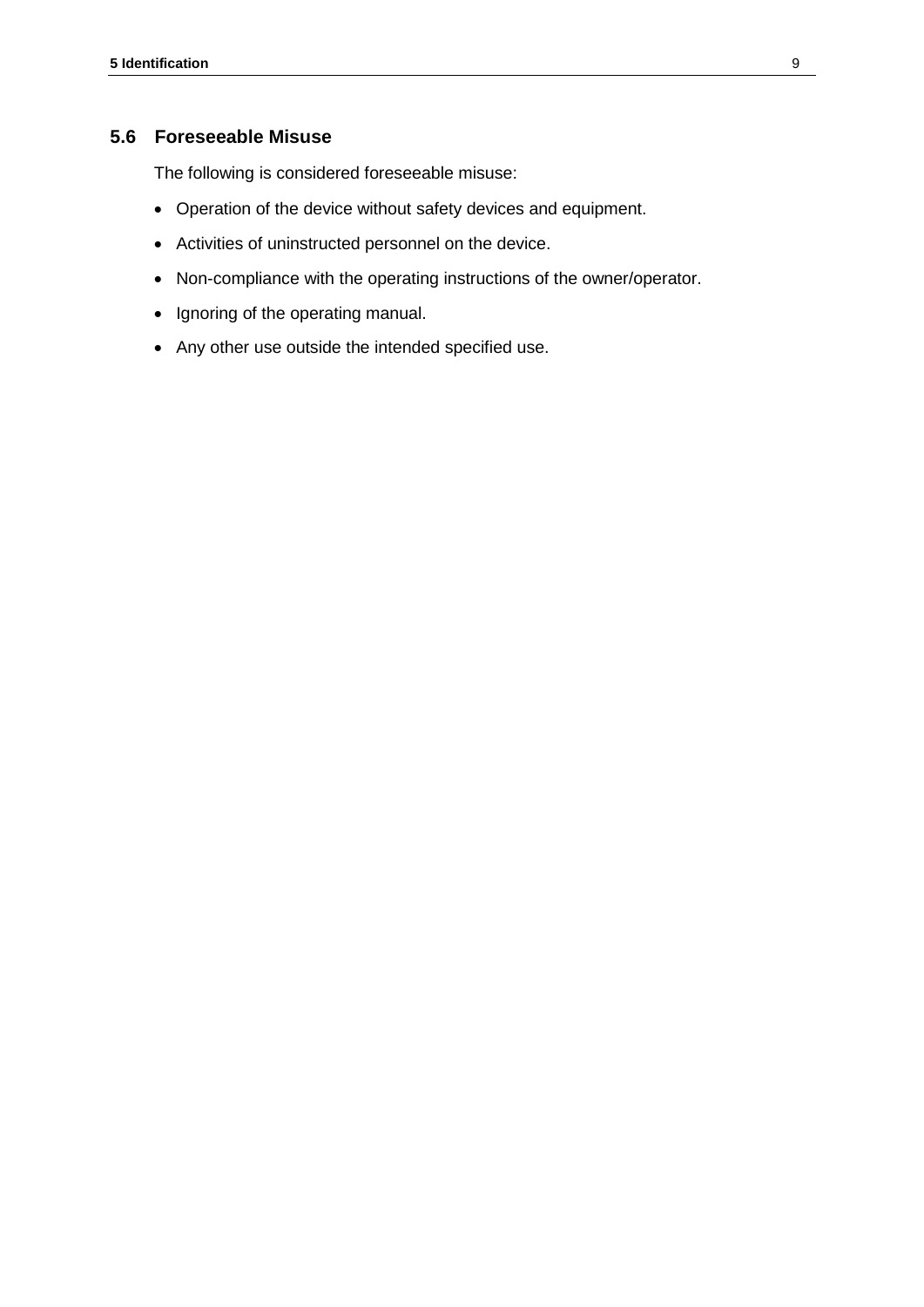## 5.6 Foreseeable Misuse

The following is considered foreseeable misuse:

- Operation of the device without safety devices and equipment.
- Activities of uninstructed personnel on the device.
- Non-compliance with the operating instructions of the owner/operator.
- Ignoring of the operating manual.
- Any other use outside the intended specified use.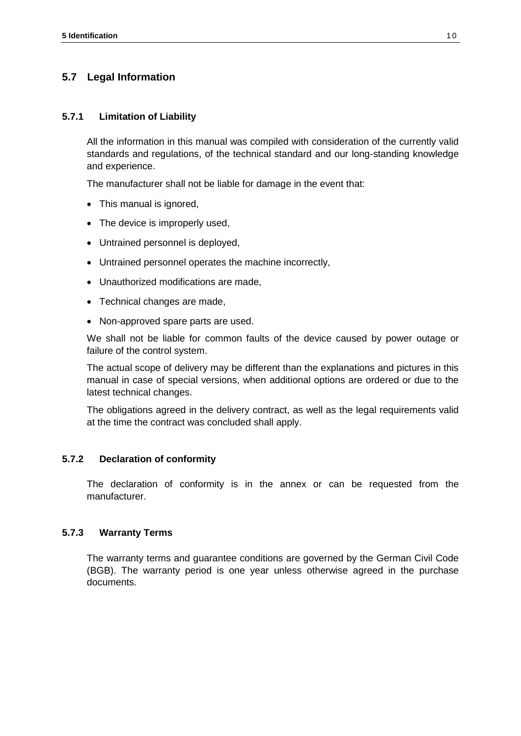## 5.7 Legal Information

### 5.7.1 Limitation of Liability

All the information in this manual was compiled with consideration of the currently valid standards and regulations, of the technical standard and our long-standing knowledge and experience.

The manufacturer shall not be liable for damage in the event that:

- This manual is ignored,
- The device is improperly used,
- Untrained personnel is deployed,
- Untrained personnel operates the machine incorrectly,
- Unauthorized modifications are made,
- Technical changes are made,
- Non-approved spare parts are used.

We shall not be liable for common faults of the device caused by power outage or failure of the control system.

The actual scope of delivery may be different than the explanations and pictures in this manual in case of special versions, when additional options are ordered or due to the latest technical changes.

The obligations agreed in the delivery contract, as well as the legal requirements valid at the time the contract was concluded shall apply.

### 5.7.2 Declaration of conformity

The declaration of conformity is in the annex or can be requested from the manufacturer.

### 5.7.3 Warranty Terms

The warranty terms and guarantee conditions are governed by the German Civil Code (BGB). The warranty period is one year unless otherwise agreed in the purchase documents.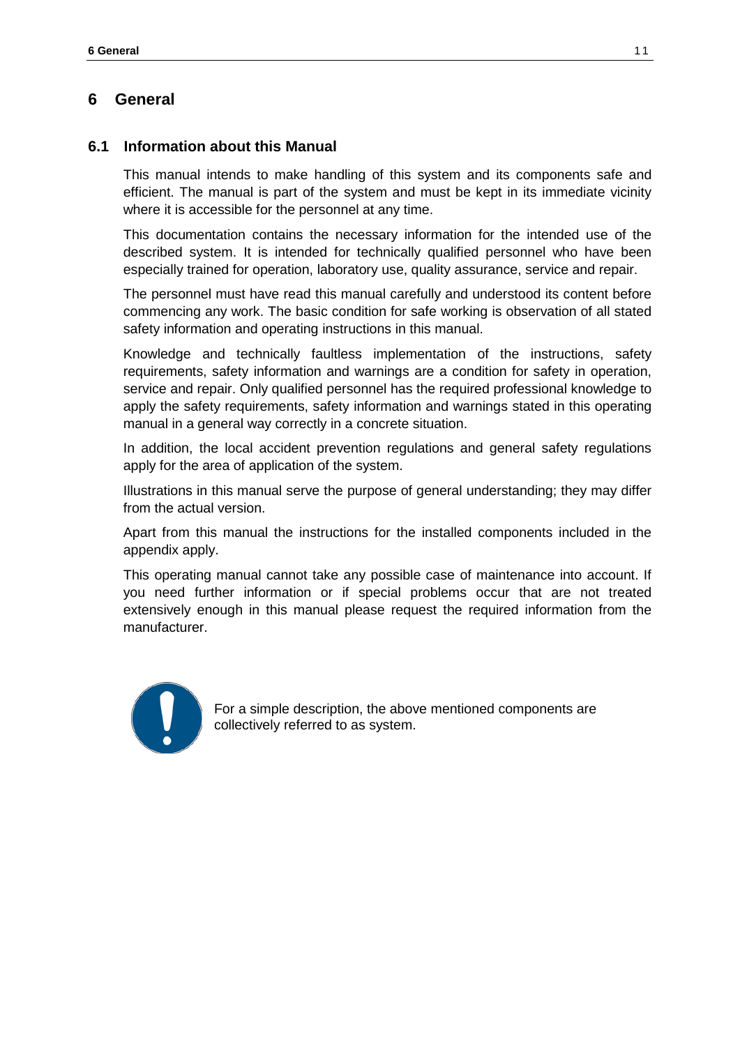# 6 General

## 6.1 Information about this Manual

This manual intends to make handling of this system and its components safe and efficient. The manual is part of the system and must be kept in its immediate vicinity where it is accessible for the personnel at any time.

This documentation contains the necessary information for the intended use of the described system. It is intended for technically qualified personnel who have been especially trained for operation, laboratory use, quality assurance, service and repair.

The personnel must have read this manual carefully and understood its content before commencing any work. The basic condition for safe working is observation of all stated safety information and operating instructions in this manual.

Knowledge and technically faultless implementation of the instructions, safety requirements, safety information and warnings are a condition for safety in operation, service and repair. Only qualified personnel has the required professional knowledge to apply the safety requirements, safety information and warnings stated in this operating manual in a general way correctly in a concrete situation.

In addition, the local accident prevention regulations and general safety regulations apply for the area of application of the system.

Illustrations in this manual serve the purpose of general understanding; they may differ from the actual version.

Apart from this manual the instructions for the installed components included in the appendix apply.

This operating manual cannot take any possible case of maintenance into account. If you need further information or if special problems occur that are not treated extensively enough in this manual please request the required information from the manufacturer.

For a simple description, the above mentioned components are collectively referred to as system.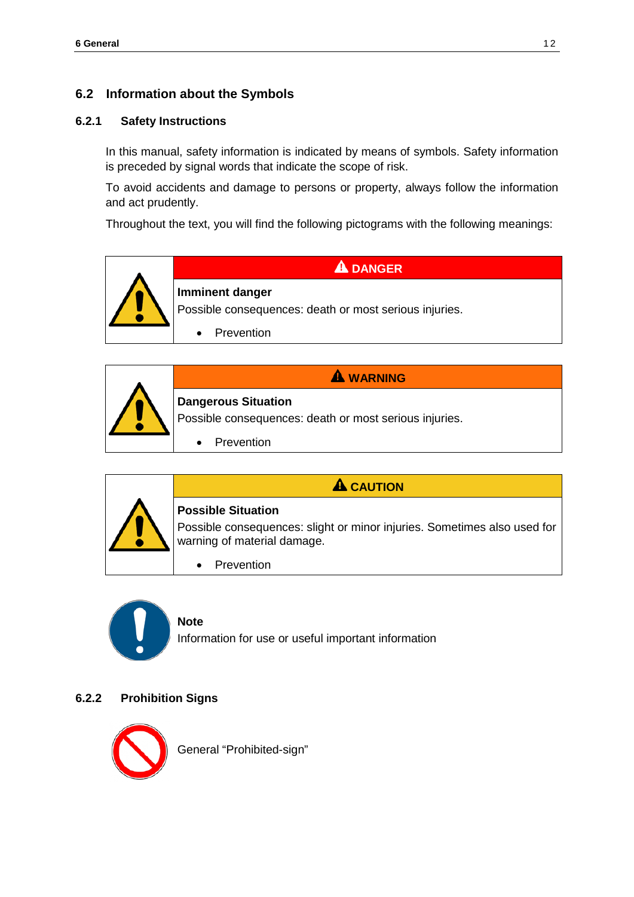## 6.2 Information about the Symbols

### 6.2.1 Safety Instructions

In this manual, safety information is indicated by means of symbols. Safety information is preceded by signal words that indicate the scope of risk.

To avoid accidents and damage to persons or property, always follow the information and act prudently.

Throughout the text, you will find the following pictograms with the following meanings:

| | DANGER |
|---|---|
| | **Imminent danger**<br>Possible consequences: death or most serious injuries.<br>• Prevention |

| | WARNING |
|---|---|
| | **Dangerous Situation**<br>Possible consequences: death or most serious injuries.<br>• Prevention |

| | CAUTION |
|---|---|
| | **Possible Situation**<br>Possible consequences: slight or minor injuries. Sometimes also used for warning of material damage.<br>• Prevention |

**Note**
Information for use or useful important information

### 6.2.2 Prohibition Signs

General “Prohibited-sign”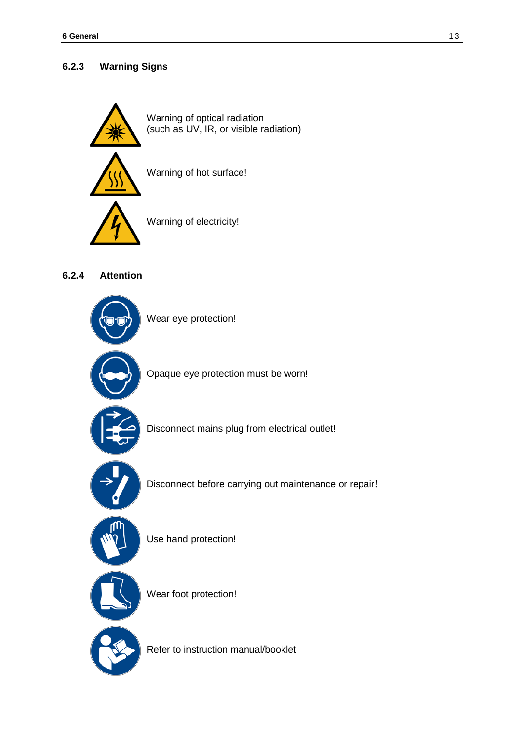### 6.2.3 Warning Signs

Warning of optical radiation
(such as UV, IR, or visible radiation)

Warning of hot surface!

Warning of electricity!

### 6.2.4 Attention

Wear eye protection!

Opaque eye protection must be worn!

Disconnect mains plug from electrical outlet!

Disconnect before carrying out maintenance or repair!

Use hand protection!

Wear foot protection!

Refer to instruction manual/booklet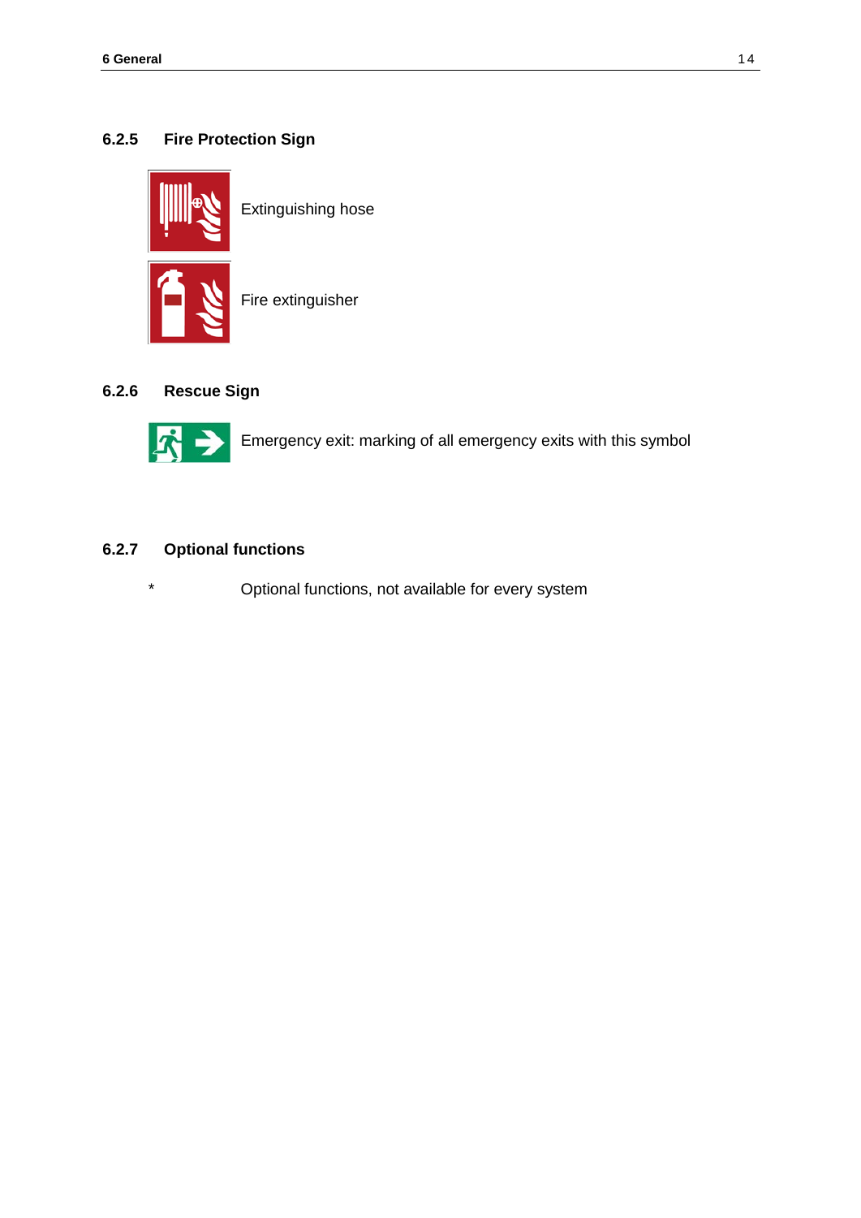### 6.2.5 Fire Protection Sign

Extinguishing hose

Fire extinguisher

### 6.2.6 Rescue Sign

Emergency exit: marking of all emergency exits with this symbol

### 6.2.7 Optional functions

| * | Optional functions, not available for every system |
|---|---|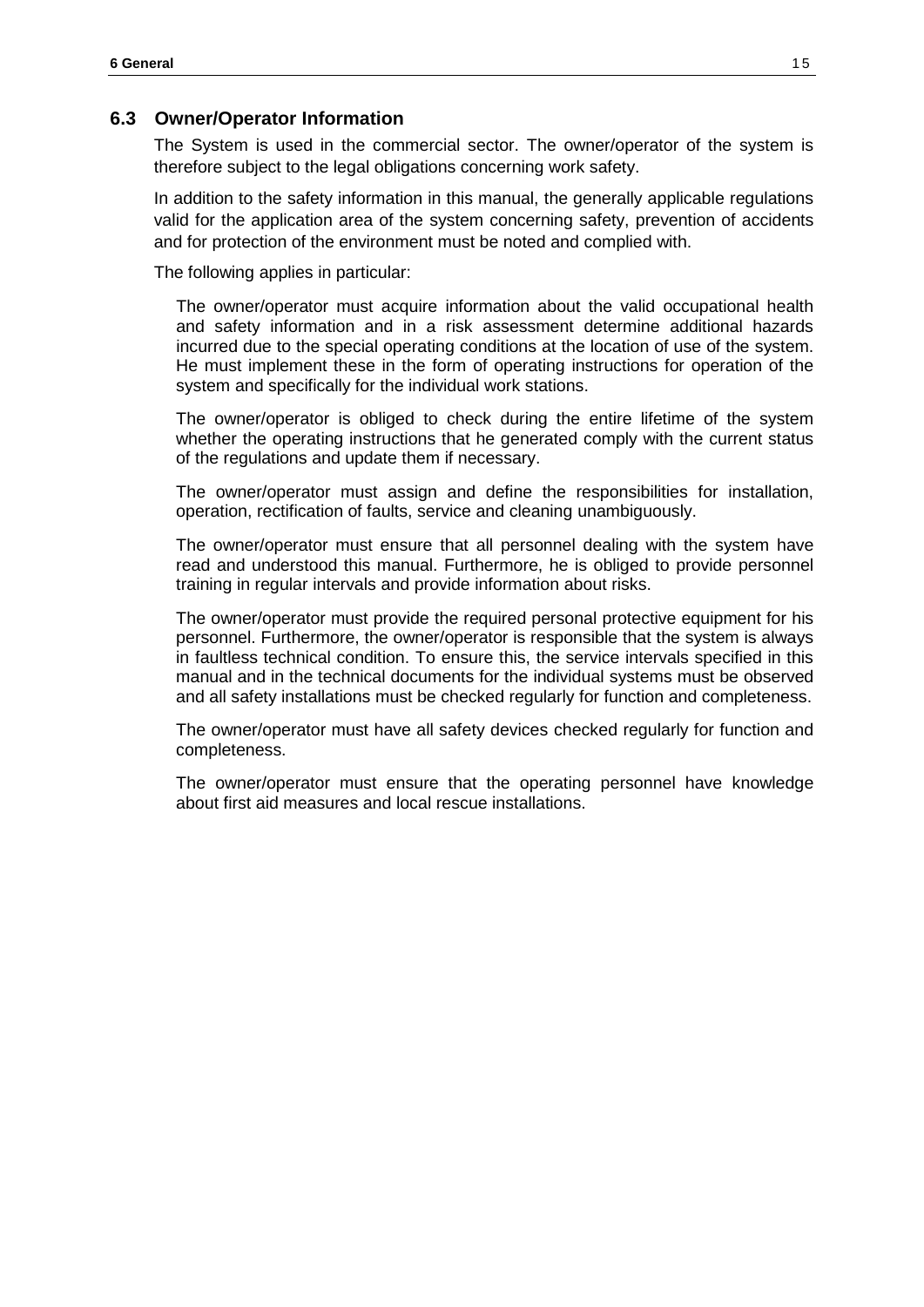## 6.3 Owner/Operator Information

The System is used in the commercial sector. The owner/operator of the system is therefore subject to the legal obligations concerning work safety.

In addition to the safety information in this manual, the generally applicable regulations valid for the application area of the system concerning safety, prevention of accidents and for protection of the environment must be noted and complied with.

The following applies in particular:

The owner/operator must acquire information about the valid occupational health and safety information and in a risk assessment determine additional hazards incurred due to the special operating conditions at the location of use of the system. He must implement these in the form of operating instructions for operation of the system and specifically for the individual work stations.

The owner/operator is obliged to check during the entire lifetime of the system whether the operating instructions that he generated comply with the current status of the regulations and update them if necessary.

The owner/operator must assign and define the responsibilities for installation, operation, rectification of faults, service and cleaning unambiguously.

The owner/operator must ensure that all personnel dealing with the system have read and understood this manual. Furthermore, he is obliged to provide personnel training in regular intervals and provide information about risks.

The owner/operator must provide the required personal protective equipment for his personnel. Furthermore, the owner/operator is responsible that the system is always in faultless technical condition. To ensure this, the service intervals specified in this manual and in the technical documents for the individual systems must be observed and all safety installations must be checked regularly for function and completeness.

The owner/operator must have all safety devices checked regularly for function and completeness.

The owner/operator must ensure that the operating personnel have knowledge about first aid measures and local rescue installations.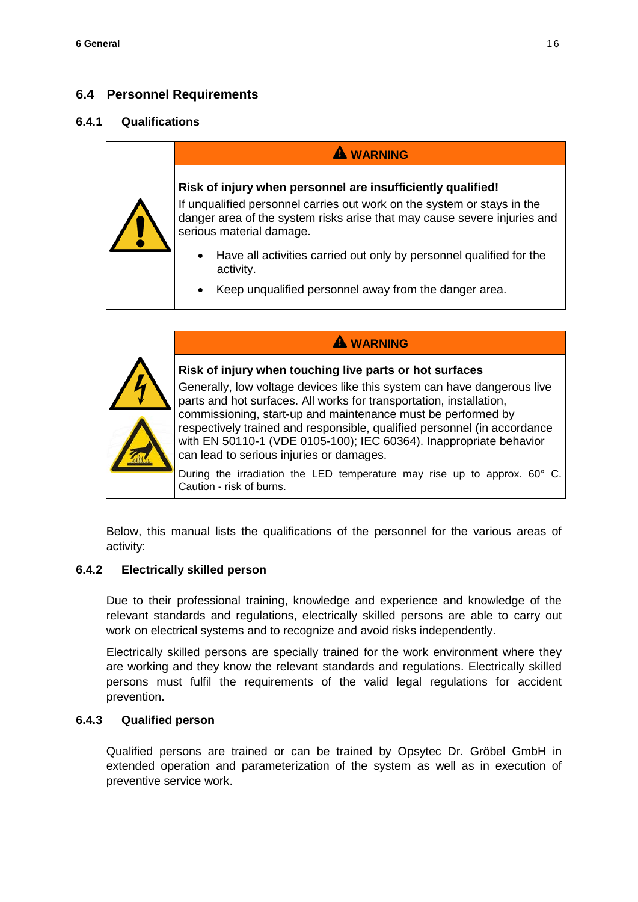## 6.4 Personnel Requirements

### 6.4.1 Qualifications

> **⚠ WARNING**
>
> **Risk of injury when personnel are insufficiently qualified!**
>
> If unqualified personnel carries out work on the system or stays in the danger area of the system risks arise that may cause severe injuries and serious material damage.
>
> - Have all activities carried out only by personnel qualified for the activity.
> - Keep unqualified personnel away from the danger area.

> **⚠ WARNING**
>
> **Risk of injury when touching live parts or hot surfaces**
>
> Generally, low voltage devices like this system can have dangerous live parts and hot surfaces. All works for transportation, installation, commissioning, start-up and maintenance must be performed by respectively trained and responsible, qualified personnel (in accordance with EN 50110-1 (VDE 0105-100); IEC 60364). Inappropriate behavior can lead to serious injuries or damages.
>
> During the irradiation the LED temperature may rise up to approx. 60° C. Caution - risk of burns.

Below, this manual lists the qualifications of the personnel for the various areas of activity:

### 6.4.2 Electrically skilled person

Due to their professional training, knowledge and experience and knowledge of the relevant standards and regulations, electrically skilled persons are able to carry out work on electrical systems and to recognize and avoid risks independently.

Electrically skilled persons are specially trained for the work environment where they are working and they know the relevant standards and regulations. Electrically skilled persons must fulfil the requirements of the valid legal regulations for accident prevention.

### 6.4.3 Qualified person

Qualified persons are trained or can be trained by Opsytec Dr. Gröbel GmbH in extended operation and parameterization of the system as well as in execution of preventive service work.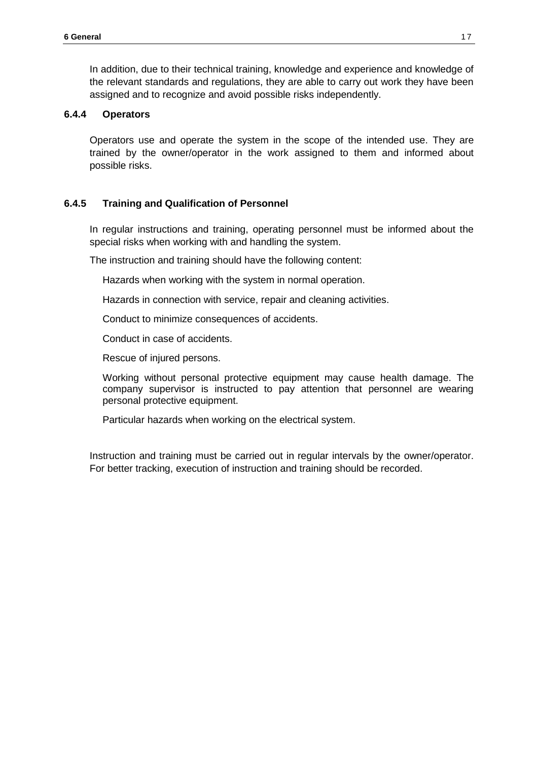In addition, due to their technical training, knowledge and experience and knowledge of the relevant standards and regulations, they are able to carry out work they have been assigned and to recognize and avoid possible risks independently.

### 6.4.4 Operators

Operators use and operate the system in the scope of the intended use. They are trained by the owner/operator in the work assigned to them and informed about possible risks.

### 6.4.5 Training and Qualification of Personnel

In regular instructions and training, operating personnel must be informed about the special risks when working with and handling the system.

The instruction and training should have the following content:

- Hazards when working with the system in normal operation.
- Hazards in connection with service, repair and cleaning activities.
- Conduct to minimize consequences of accidents.
- Conduct in case of accidents.
- Rescue of injured persons.
- Working without personal protective equipment may cause health damage. The company supervisor is instructed to pay attention that personnel are wearing personal protective equipment.
- Particular hazards when working on the electrical system.

Instruction and training must be carried out in regular intervals by the owner/operator. For better tracking, execution of instruction and training should be recorded.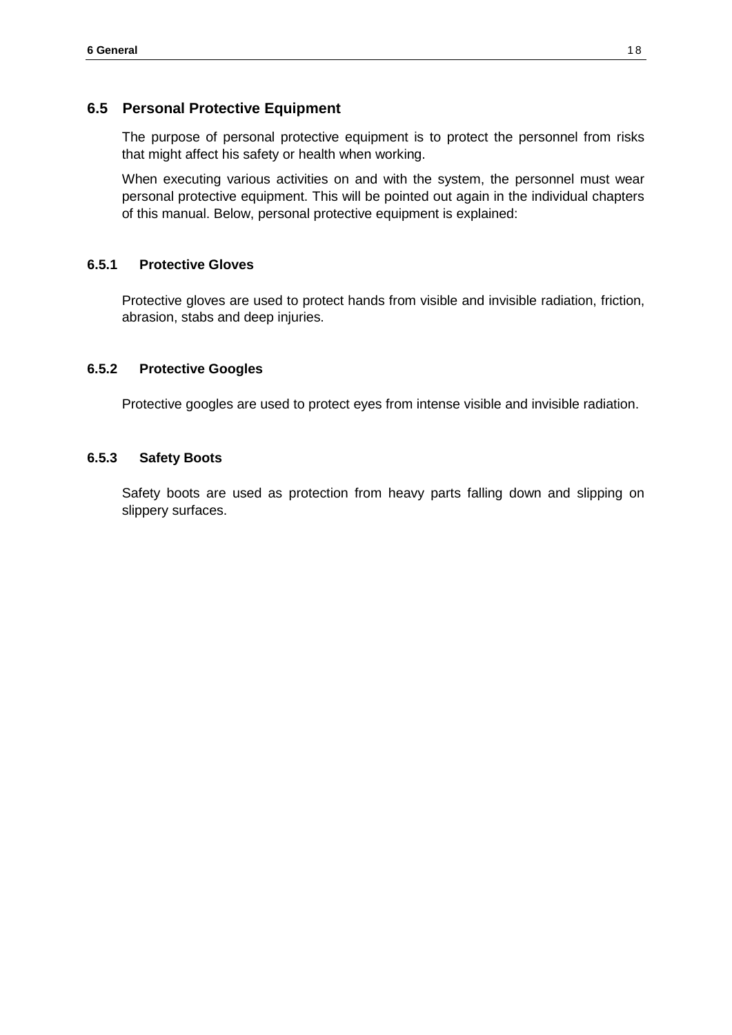## 6.5 Personal Protective Equipment

The purpose of personal protective equipment is to protect the personnel from risks that might affect his safety or health when working.

When executing various activities on and with the system, the personnel must wear personal protective equipment. This will be pointed out again in the individual chapters of this manual. Below, personal protective equipment is explained:

### 6.5.1 Protective Gloves

Protective gloves are used to protect hands from visible and invisible radiation, friction, abrasion, stabs and deep injuries.

### 6.5.2 Protective Googles

Protective googles are used to protect eyes from intense visible and invisible radiation.

### 6.5.3 Safety Boots

Safety boots are used as protection from heavy parts falling down and slipping on slippery surfaces.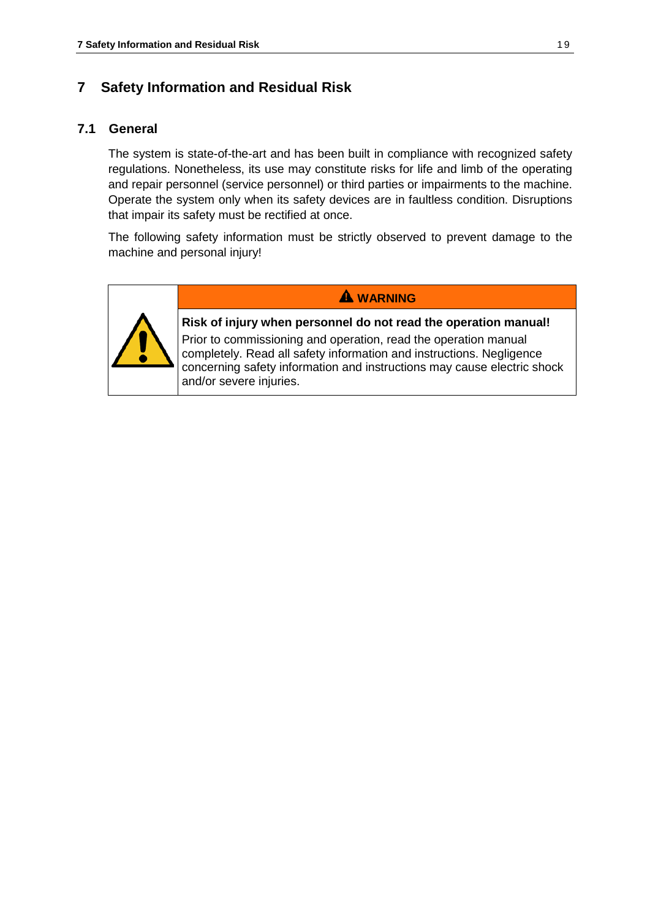# 7 Safety Information and Residual Risk

## 7.1 General

The system is state-of-the-art and has been built in compliance with recognized safety regulations. Nonetheless, its use may constitute risks for life and limb of the operating and repair personnel (service personnel) or third parties or impairments to the machine. Operate the system only when its safety devices are in faultless condition. Disruptions that impair its safety must be rectified at once.

The following safety information must be strictly observed to prevent damage to the machine and personal injury!

| | ⚠ WARNING |
|---|---|
| | **Risk of injury when personnel do not read the operation manual!** Prior to commissioning and operation, read the operation manual completely. Read all safety information and instructions. Negligence concerning safety information and instructions may cause electric shock and/or severe injuries. |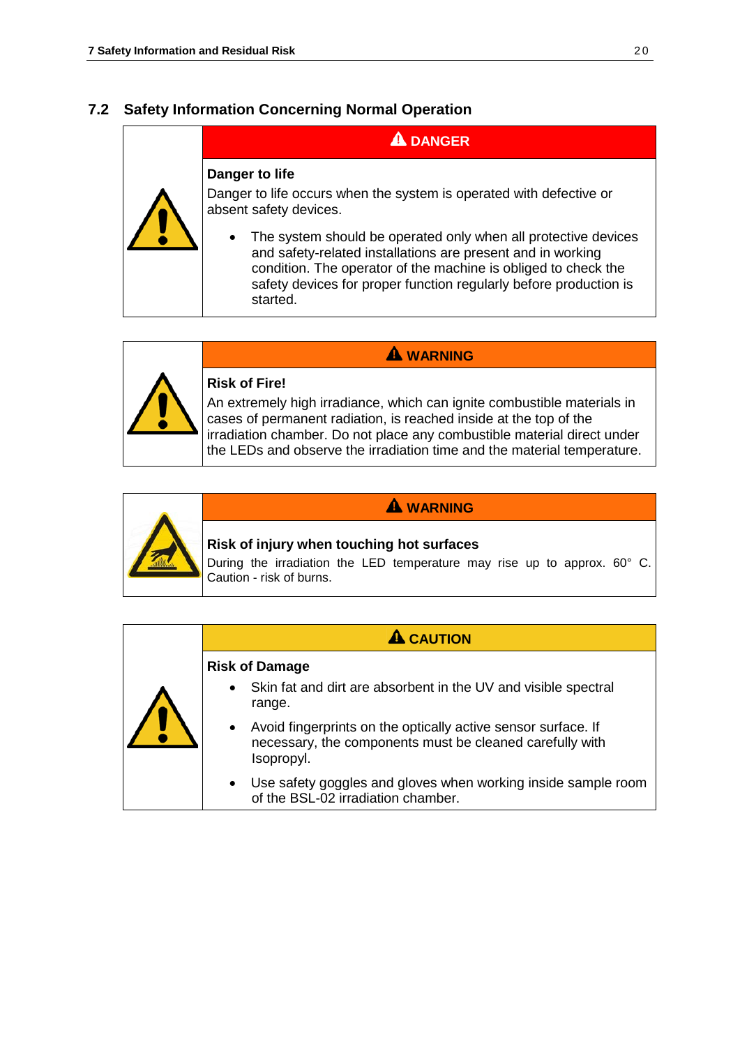## 7.2 Safety Information Concerning Normal Operation

**⚠ DANGER**

**Danger to life**

Danger to life occurs when the system is operated with defective or absent safety devices.

- The system should be operated only when all protective devices and safety-related installations are present and in working condition. The operator of the machine is obliged to check the safety devices for proper function regularly before production is started.

**⚠ WARNING**

**Risk of Fire!**

An extremely high irradiance, which can ignite combustible materials in cases of permanent radiation, is reached inside at the top of the irradiation chamber. Do not place any combustible material direct under the LEDs and observe the irradiation time and the material temperature.

**⚠ WARNING**

**Risk of injury when touching hot surfaces**

During the irradiation the LED temperature may rise up to approx. 60° C. Caution - risk of burns.

**⚠ CAUTION**

**Risk of Damage**

- Skin fat and dirt are absorbent in the UV and visible spectral range.
- Avoid fingerprints on the optically active sensor surface. If necessary, the components must be cleaned carefully with Isopropyl.
- Use safety goggles and gloves when working inside sample room of the BSL-02 irradiation chamber.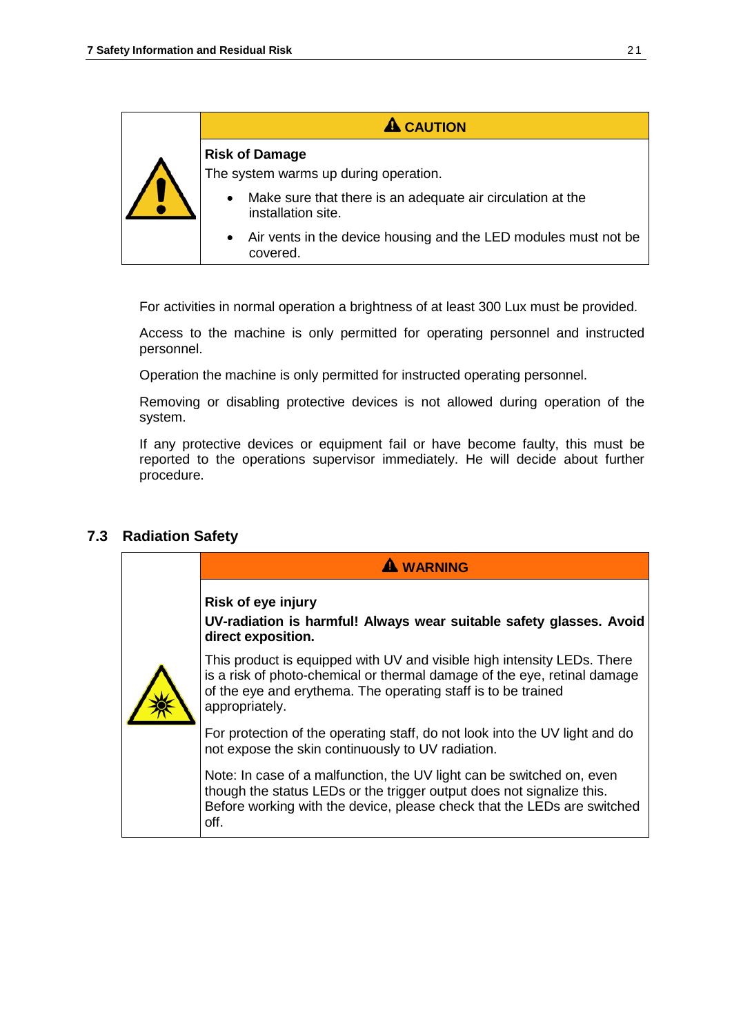| | **CAUTION** |
|---|---|
| | **Risk of Damage**<br>The system warms up during operation.<br>• Make sure that there is an adequate air circulation at the installation site.<br>• Air vents in the device housing and the LED modules must not be covered. |

For activities in normal operation a brightness of at least 300 Lux must be provided.

Access to the machine is only permitted for operating personnel and instructed personnel.

Operation the machine is only permitted for instructed operating personnel.

Removing or disabling protective devices is not allowed during operation of the system.

If any protective devices or equipment fail or have become faulty, this must be reported to the operations supervisor immediately. He will decide about further procedure.

## 7.3 Radiation Safety

| | **WARNING** |
|---|---|
| | **Risk of eye injury**<br>**UV-radiation is harmful! Always wear suitable safety glasses. Avoid direct exposition.**<br>This product is equipped with UV and visible high intensity LEDs. There is a risk of photo-chemical or thermal damage of the eye, retinal damage of the eye and erythema. The operating staff is to be trained appropriately.<br>For protection of the operating staff, do not look into the UV light and do not expose the skin continuously to UV radiation.<br>Note: In case of a malfunction, the UV light can be switched on, even though the status LEDs or the trigger output does not signalize this. Before working with the device, please check that the LEDs are switched off. |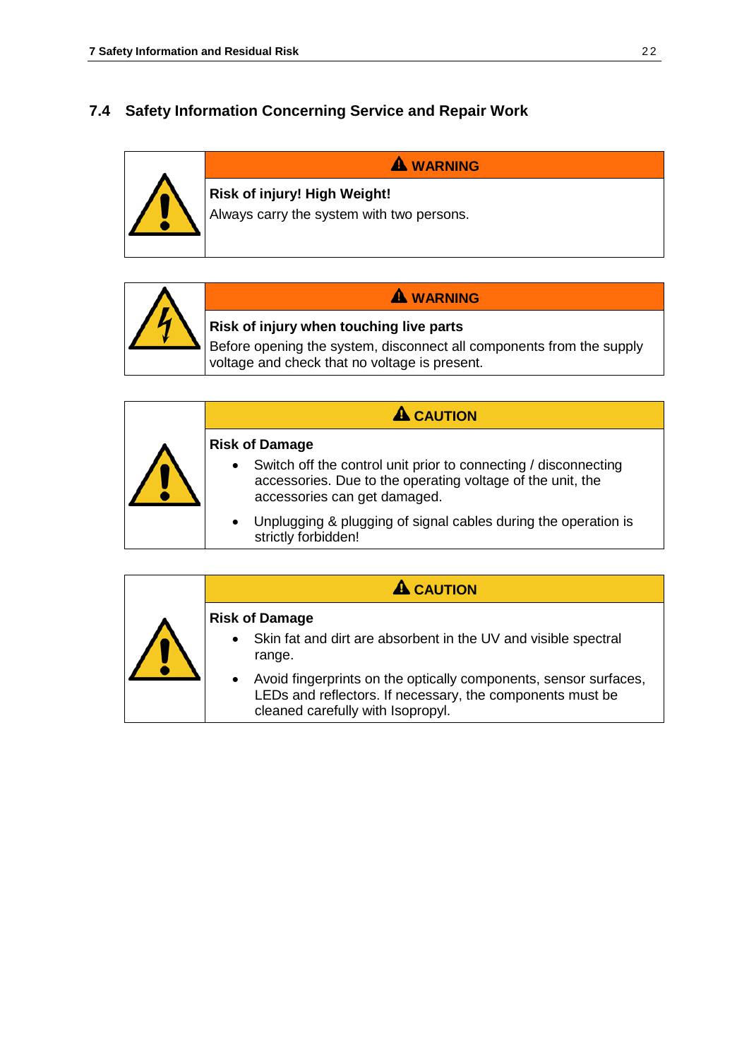## 7.4 Safety Information Concerning Service and Repair Work

**⚠ WARNING**

**Risk of injury! High Weight!**

Always carry the system with two persons.

**⚠ WARNING**

**Risk of injury when touching live parts**

Before opening the system, disconnect all components from the supply voltage and check that no voltage is present.

**⚠ CAUTION**

**Risk of Damage**

- Switch off the control unit prior to connecting / disconnecting accessories. Due to the operating voltage of the unit, the accessories can get damaged.
- Unplugging & plugging of signal cables during the operation is strictly forbidden!

**⚠ CAUTION**

**Risk of Damage**

- Skin fat and dirt are absorbent in the UV and visible spectral range.
- Avoid fingerprints on the optically components, sensor surfaces, LEDs and reflectors. If necessary, the components must be cleaned carefully with Isopropyl.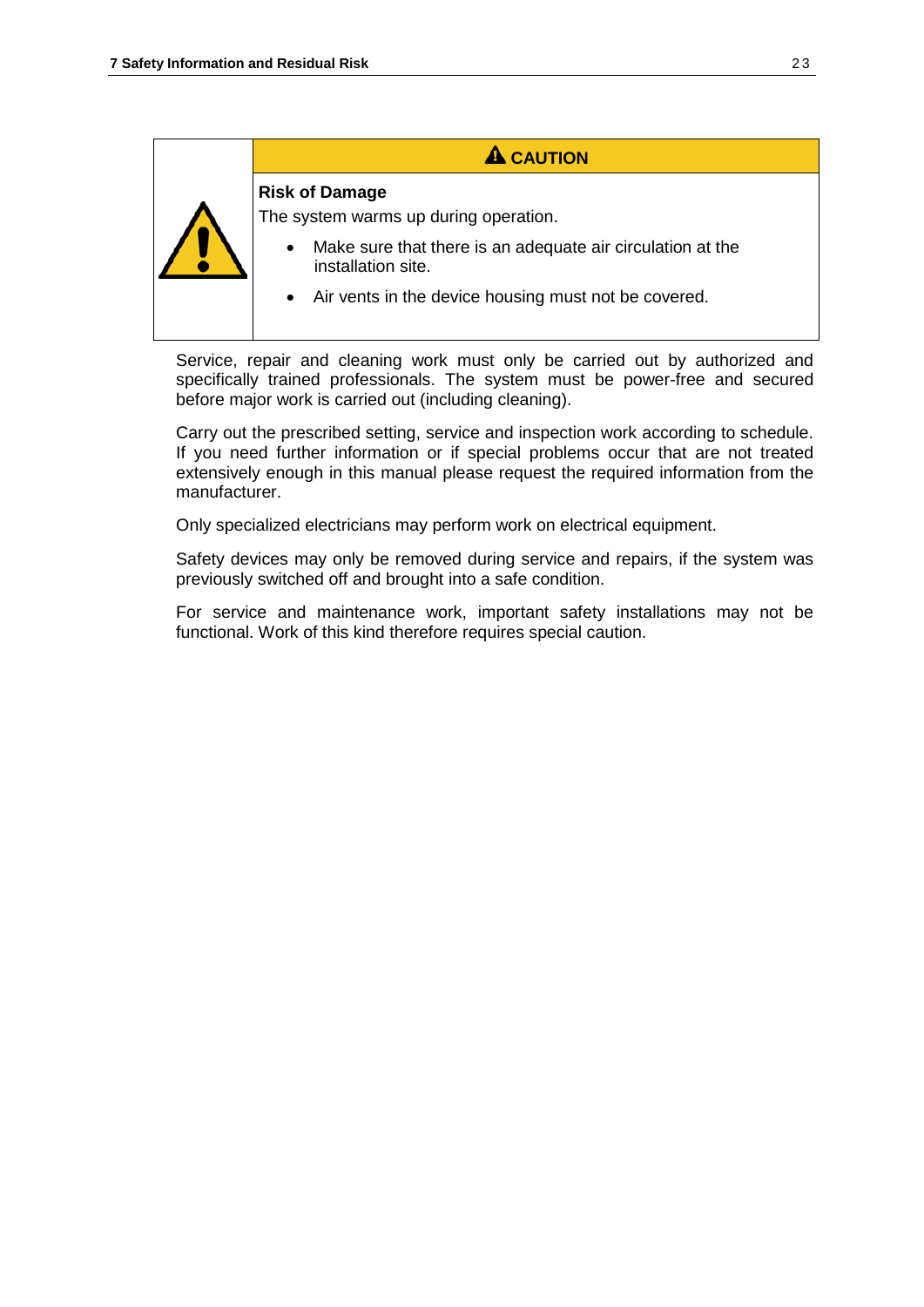**⚠ CAUTION**

**Risk of Damage**

The system warms up during operation.

- Make sure that there is an adequate air circulation at the installation site.
- Air vents in the device housing must not be covered.

Service, repair and cleaning work must only be carried out by authorized and specifically trained professionals. The system must be power-free and secured before major work is carried out (including cleaning).

Carry out the prescribed setting, service and inspection work according to schedule. If you need further information or if special problems occur that are not treated extensively enough in this manual please request the required information from the manufacturer.

Only specialized electricians may perform work on electrical equipment.

Safety devices may only be removed during service and repairs, if the system was previously switched off and brought into a safe condition.

For service and maintenance work, important safety installations may not be functional. Work of this kind therefore requires special caution.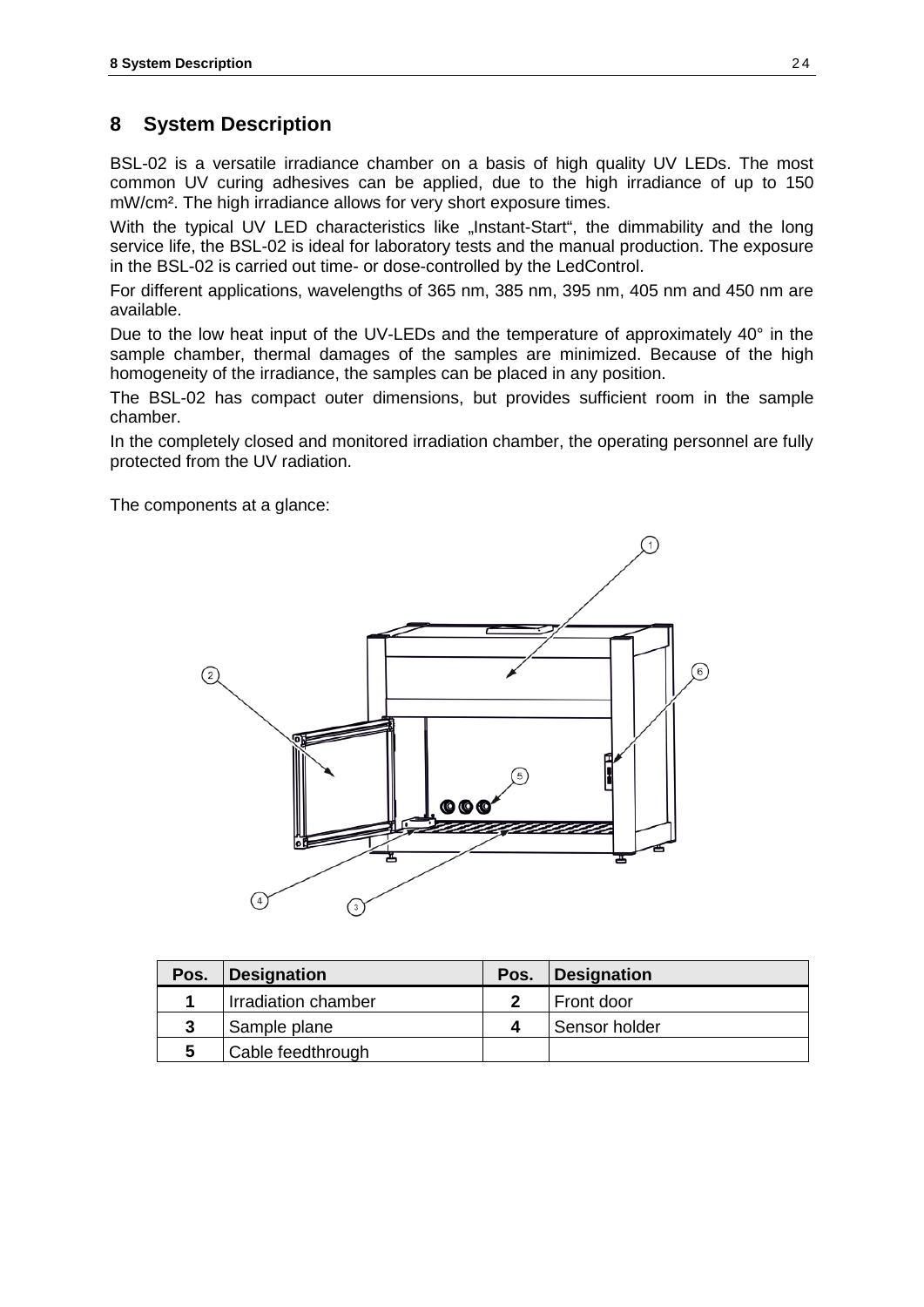# 8 System Description

BSL-02 is a versatile irradiance chamber on a basis of high quality UV LEDs. The most common UV curing adhesives can be applied, due to the high irradiance of up to 150 mW/cm². The high irradiance allows for very short exposure times.

With the typical UV LED characteristics like „Instant-Start", the dimmability and the long service life, the BSL-02 is ideal for laboratory tests and the manual production. The exposure in the BSL-02 is carried out time- or dose-controlled by the LedControl.

For different applications, wavelengths of 365 nm, 385 nm, 395 nm, 405 nm and 450 nm are available.

Due to the low heat input of the UV-LEDs and the temperature of approximately 40° in the sample chamber, thermal damages of the samples are minimized. Because of the high homogeneity of the irradiance, the samples can be placed in any position.

The BSL-02 has compact outer dimensions, but provides sufficient room in the sample chamber.

In the completely closed and monitored irradiation chamber, the operating personnel are fully protected from the UV radiation.

The components at a glance:

| Pos. | Designation | Pos. | Designation |
|---|---|---|---|
| **1** | Irradiation chamber | **2** | Front door |
| **3** | Sample plane | **4** | Sensor holder |
| **5** | Cable feedthrough | | |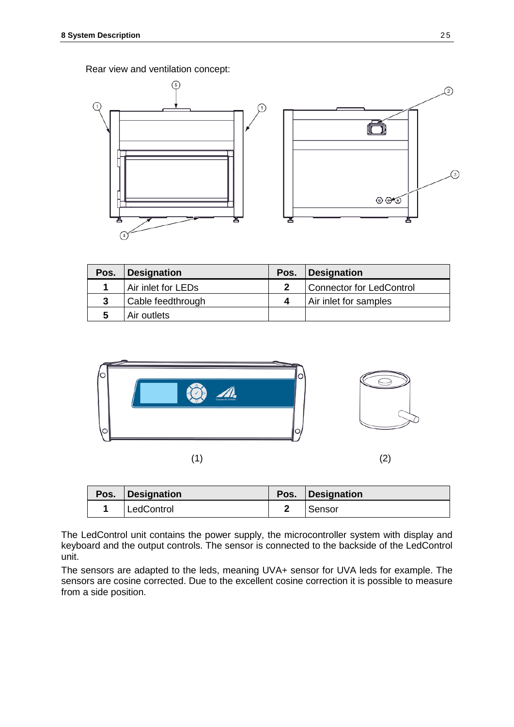Rear view and ventilation concept:

| Pos. | Designation | Pos. | Designation |
|---|---|---|---|
| 1 | Air inlet for LEDs | 2 | Connector for LedControl |
| 3 | Cable feedthrough | 4 | Air inlet for samples |
| 5 | Air outlets | | |

(1) (2)

| Pos. | Designation | Pos. | Designation |
|---|---|---|---|
| 1 | LedControl | 2 | Sensor |

The LedControl unit contains the power supply, the microcontroller system with display and keyboard and the output controls. The sensor is connected to the backside of the LedControl unit.

The sensors are adapted to the leds, meaning UVA+ sensor for UVA leds for example. The sensors are cosine corrected. Due to the excellent cosine correction it is possible to measure from a side position.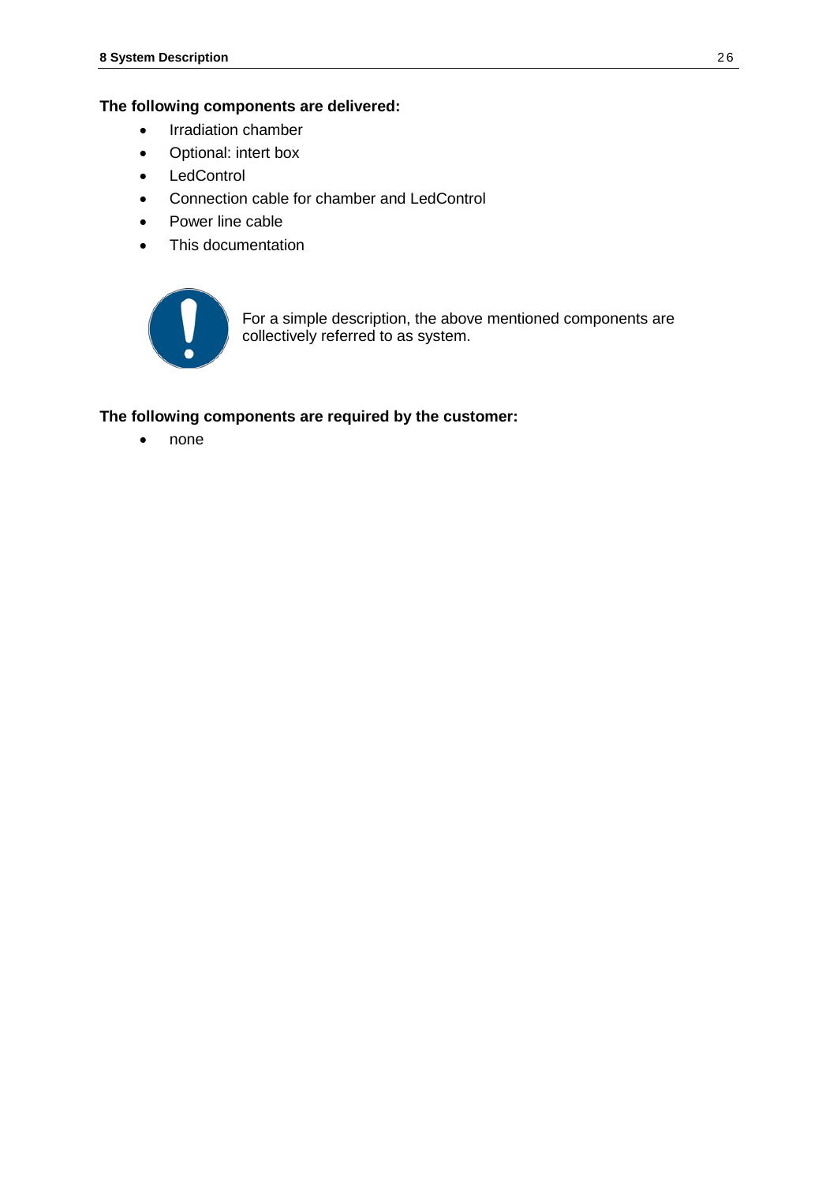**The following components are delivered:**

- Irradiation chamber
- Optional: intert box
- LedControl
- Connection cable for chamber and LedControl
- Power line cable
- This documentation

For a simple description, the above mentioned components are collectively referred to as system.

**The following components are required by the customer:**

- none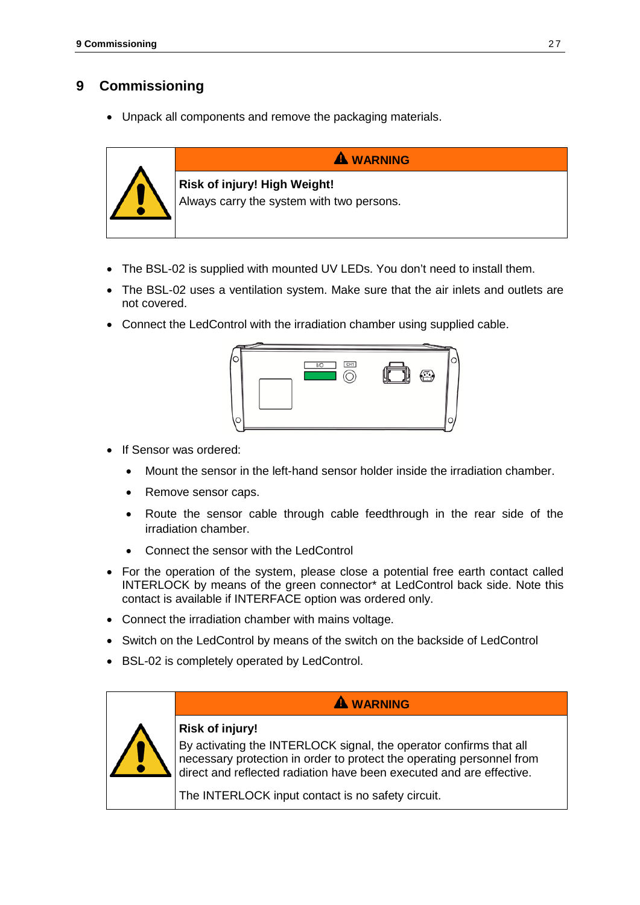# 9 Commissioning

- Unpack all components and remove the packaging materials.

| | **WARNING** |
|---|---|
| | **Risk of injury! High Weight!**<br>Always carry the system with two persons. |

- The BSL-02 is supplied with mounted UV LEDs. You don't need to install them.
- The BSL-02 uses a ventilation system. Make sure that the air inlets and outlets are not covered.
- Connect the LedControl with the irradiation chamber using supplied cable.
- If Sensor was ordered:
  - Mount the sensor in the left-hand sensor holder inside the irradiation chamber.
  - Remove sensor caps.
  - Route the sensor cable through cable feedthrough in the rear side of the irradiation chamber.
  - Connect the sensor with the LedControl
- For the operation of the system, please close a potential free earth contact called INTERLOCK by means of the green connector* at LedControl back side. Note this contact is available if INTERFACE option was ordered only.
- Connect the irradiation chamber with mains voltage.
- Switch on the LedControl by means of the switch on the backside of LedControl
- BSL-02 is completely operated by LedControl.

| | **WARNING** |
|---|---|
| | **Risk of injury!**<br>By activating the INTERLOCK signal, the operator confirms that all necessary protection in order to protect the operating personnel from direct and reflected radiation have been executed and are effective.<br>The INTERLOCK input contact is no safety circuit. |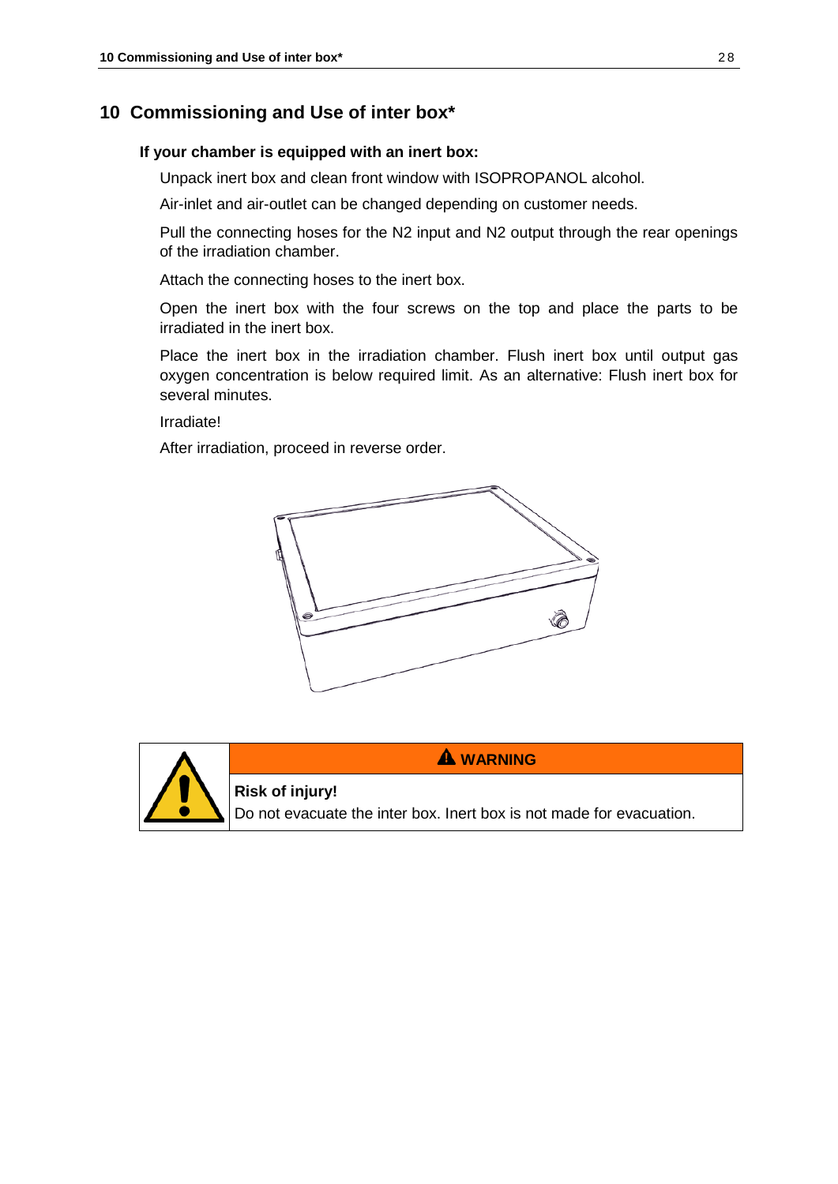# 10 Commissioning and Use of inter box*

**If your chamber is equipped with an inert box:**

Unpack inert box and clean front window with ISOPROPANOL alcohol.

Air-inlet and air-outlet can be changed depending on customer needs.

Pull the connecting hoses for the N2 input and N2 output through the rear openings of the irradiation chamber.

Attach the connecting hoses to the inert box.

Open the inert box with the four screws on the top and place the parts to be irradiated in the inert box.

Place the inert box in the irradiation chamber. Flush inert box until output gas oxygen concentration is below required limit. As an alternative: Flush inert box for several minutes.

Irradiate!

After irradiation, proceed in reverse order.

| | **WARNING** |
|---|---|
| | **Risk of injury!**<br>Do not evacuate the inter box. Inert box is not made for evacuation. |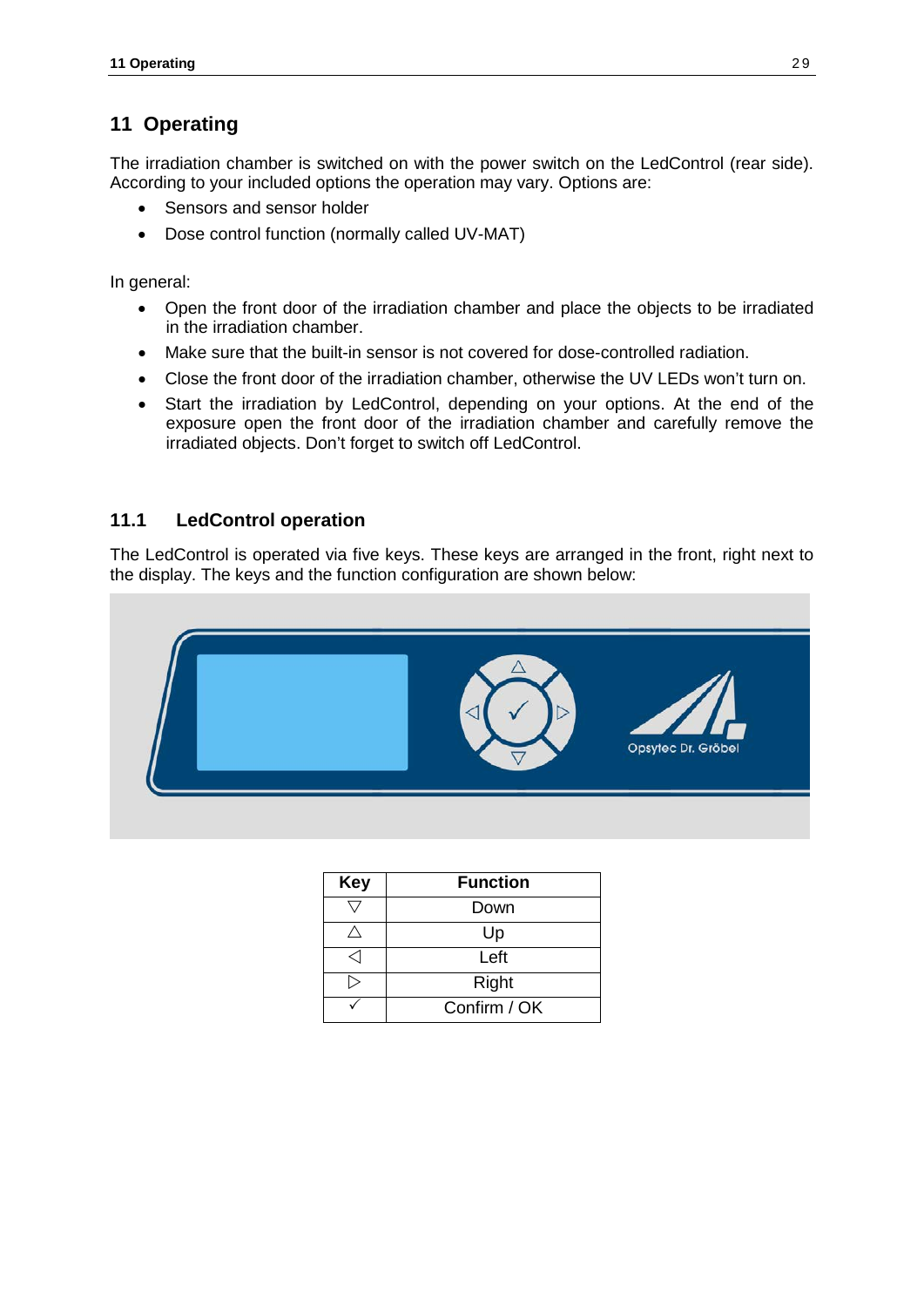# 11 Operating

The irradiation chamber is switched on with the power switch on the LedControl (rear side). According to your included options the operation may vary. Options are:

- Sensors and sensor holder
- Dose control function (normally called UV-MAT)

In general:

- Open the front door of the irradiation chamber and place the objects to be irradiated in the irradiation chamber.
- Make sure that the built-in sensor is not covered for dose-controlled radiation.
- Close the front door of the irradiation chamber, otherwise the UV LEDs won't turn on.
- Start the irradiation by LedControl, depending on your options. At the end of the exposure open the front door of the irradiation chamber and carefully remove the irradiated objects. Don't forget to switch off LedControl.

## 11.1 LedControl operation

The LedControl is operated via five keys. These keys are arranged in the front, right next to the display. The keys and the function configuration are shown below:

| Key | Function |
|---|---|
| ▽ | Down |
| △ | Up |
| ◁ | Left |
| ▷ | Right |
| ✓ | Confirm / OK |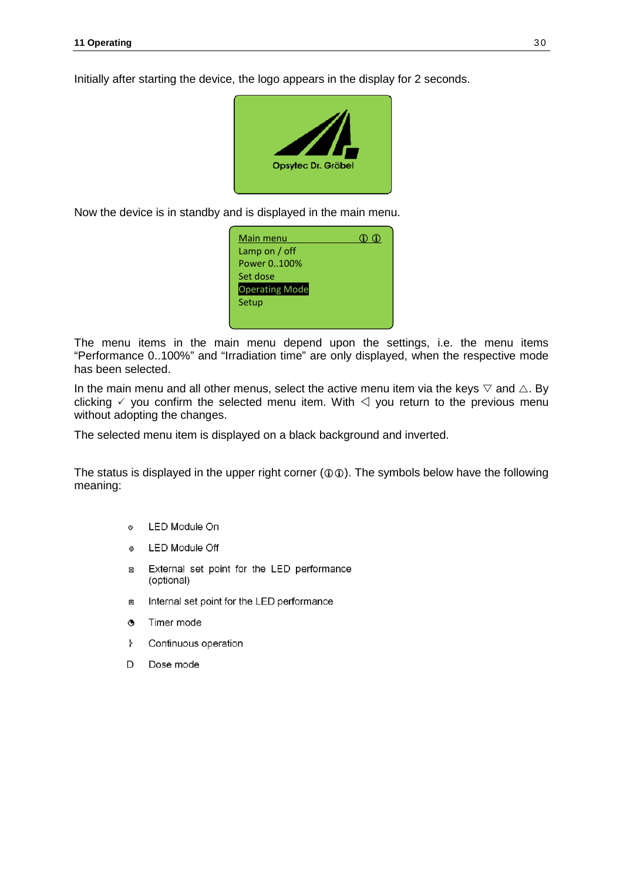Initially after starting the device, the logo appears in the display for 2 seconds.

Opsytec Dr. Gröbel

Now the device is in standby and is displayed in the main menu.

Main menu ⓘ ⓘ
Lamp on / off
Power 0..100%
Set dose
Operating Mode
Setup

The menu items in the main menu depend upon the settings, i.e. the menu items “Performance 0..100%” and “Irradiation time” are only displayed, when the respective mode has been selected.

In the main menu and all other menus, select the active menu item via the keys ▽ and △. By clicking ✓ you confirm the selected menu item. With ◁ you return to the previous menu without adopting the changes.

The selected menu item is displayed on a black background and inverted.

The status is displayed in the upper right corner (ⓘⓘ). The symbols below have the following meaning:

- LED Module On
- LED Module Off
- External set point for the LED performance (optional)
- Internal set point for the LED performance
- Timer mode
- Continuous operation
- D Dose mode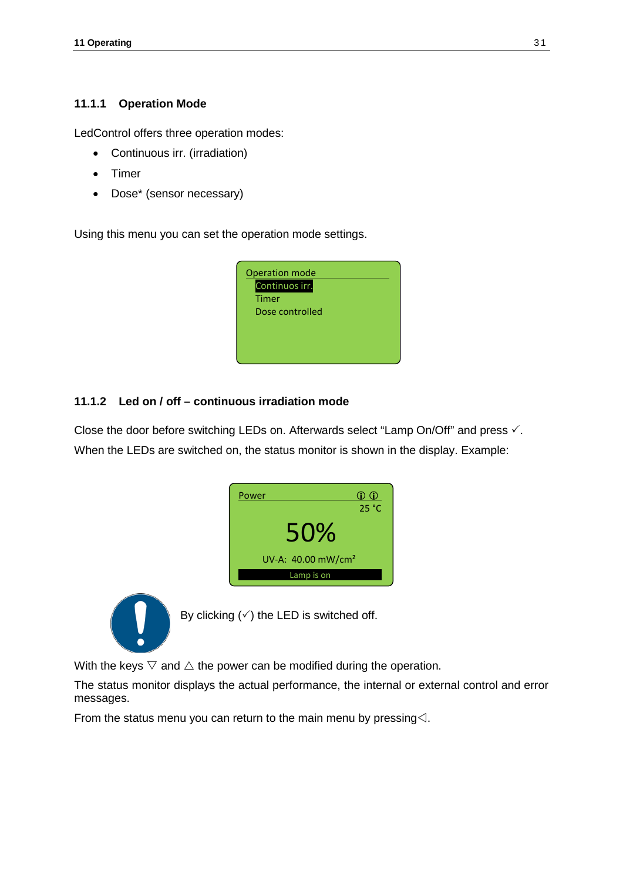### 11.1.1 Operation Mode

LedControl offers three operation modes:

- Continuous irr. (irradiation)
- Timer
- Dose* (sensor necessary)

Using this menu you can set the operation mode settings.

```
Operation mode
  Continuos irr.
  Timer
  Dose controlled
```

### 11.1.2 Led on / off – continuous irradiation mode

Close the door before switching LEDs on. Afterwards select “Lamp On/Off” and press ✓.

When the LEDs are switched on, the status monitor is shown in the display. Example:

```
Power                ⓘ ⓘ
                    25 °C
          50%
   UV-A:  40.00 mW/cm²
        Lamp is on
```

By clicking (✓) the LED is switched off.

With the keys ▽ and △ the power can be modified during the operation.

The status monitor displays the actual performance, the internal or external control and error messages.

From the status menu you can return to the main menu by pressing ◁.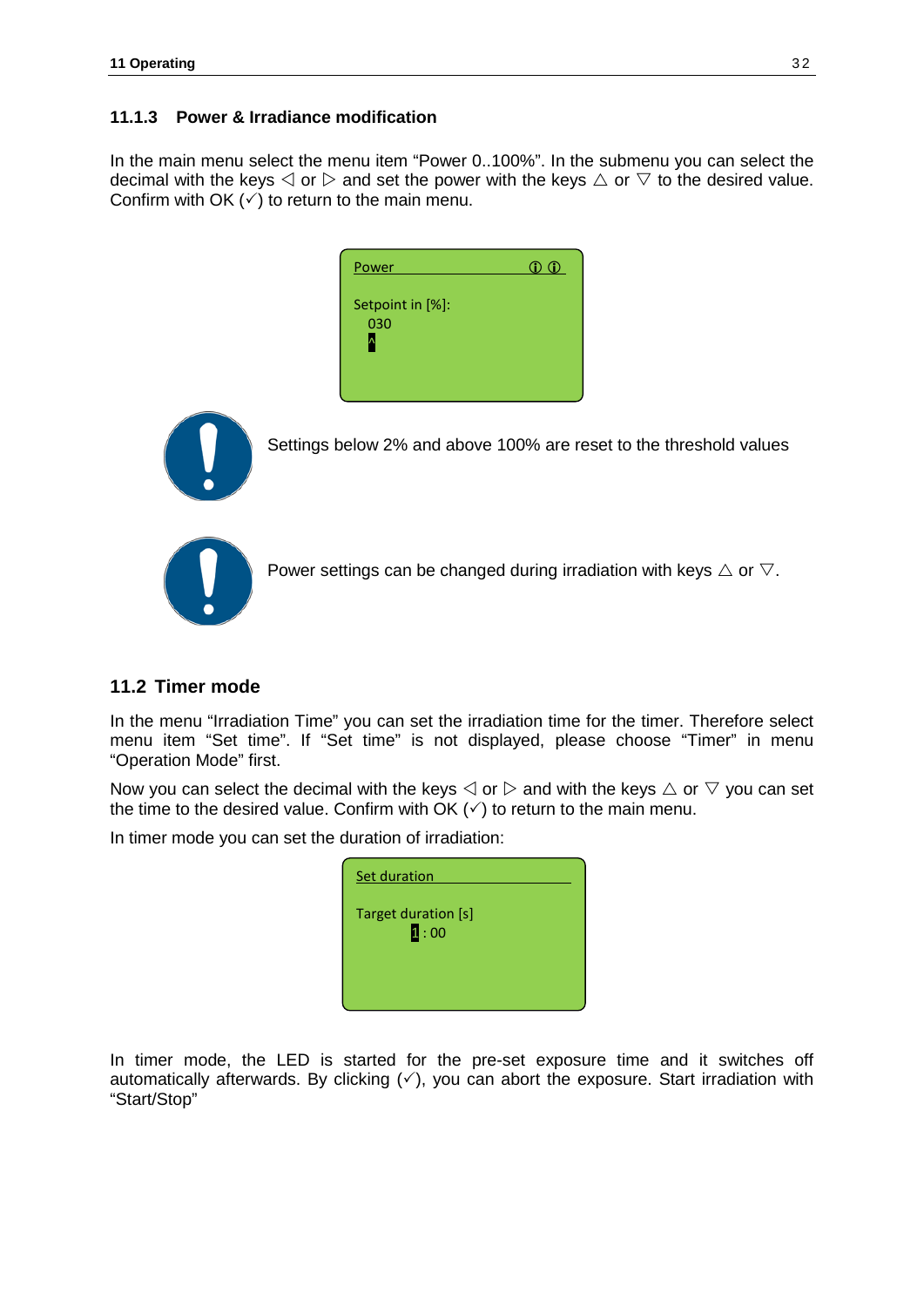### 11.1.3 Power & Irradiance modification

In the main menu select the menu item “Power 0..100%”. In the submenu you can select the decimal with the keys ◁ or ▷ and set the power with the keys △ or ▽ to the desired value. Confirm with OK (✓) to return to the main menu.

Power ⓘ ⓘ

Setpoint in [%]:
030
^

Settings below 2% and above 100% are reset to the threshold values

Power settings can be changed during irradiation with keys △ or ▽.

## 11.2 Timer mode

In the menu “Irradiation Time” you can set the irradiation time for the timer. Therefore select menu item “Set time”. If “Set time” is not displayed, please choose “Timer” in menu “Operation Mode” first.

Now you can select the decimal with the keys ◁ or ▷ and with the keys △ or ▽ you can set the time to the desired value. Confirm with OK (✓) to return to the main menu.

In timer mode you can set the duration of irradiation:

Set duration

Target duration [s]
1 : 00

In timer mode, the LED is started for the pre-set exposure time and it switches off automatically afterwards. By clicking (✓), you can abort the exposure. Start irradiation with “Start/Stop”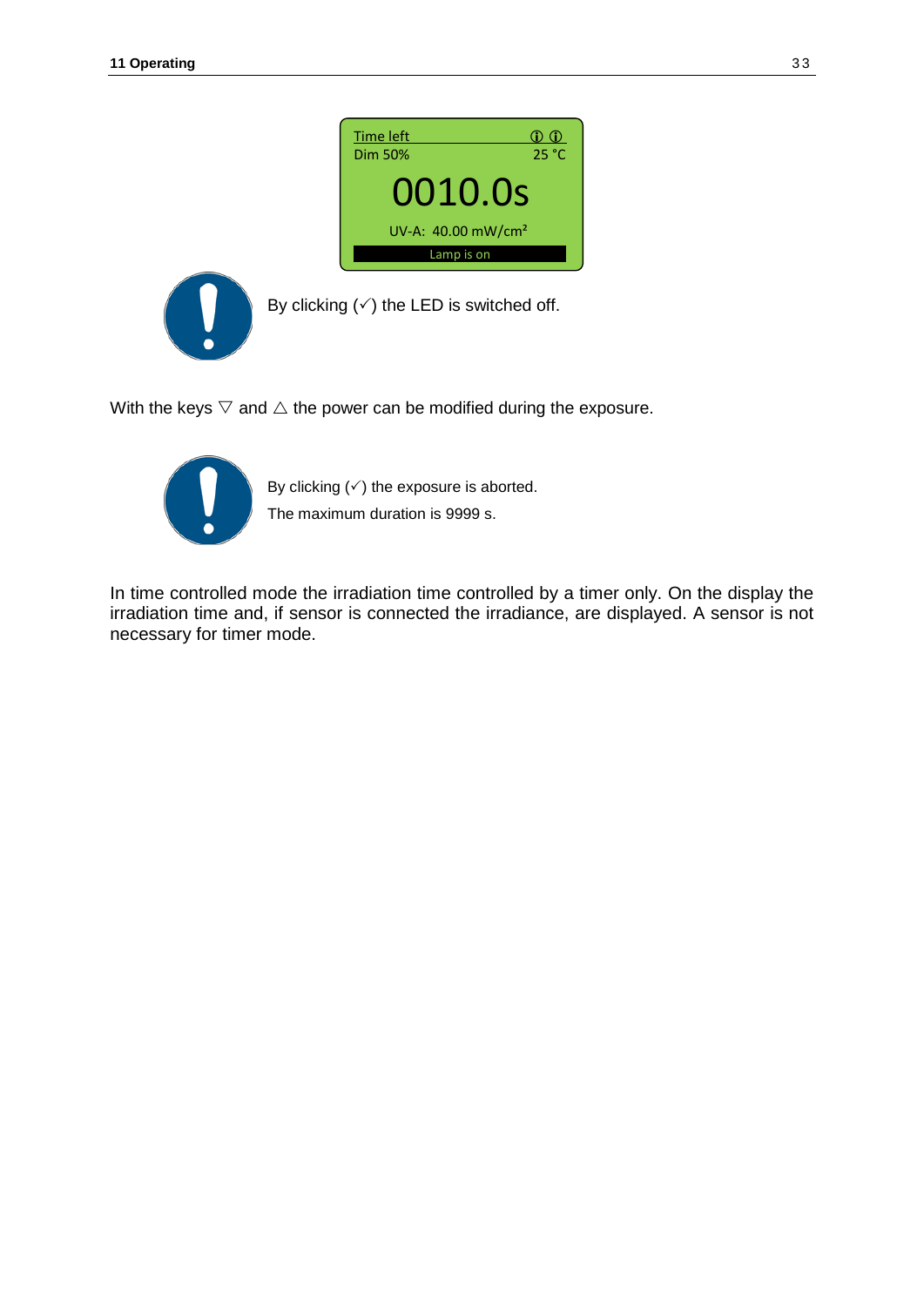Time left ⓘ ⓘ
Dim 50% 25 °C

0010.0s

UV-A: 40.00 mW/cm²

Lamp is on

By clicking (✓) the LED is switched off.

With the keys ▽ and △ the power can be modified during the exposure.

By clicking (✓) the exposure is aborted.

The maximum duration is 9999 s.

In time controlled mode the irradiation time controlled by a timer only. On the display the irradiation time and, if sensor is connected the irradiance, are displayed. A sensor is not necessary for timer mode.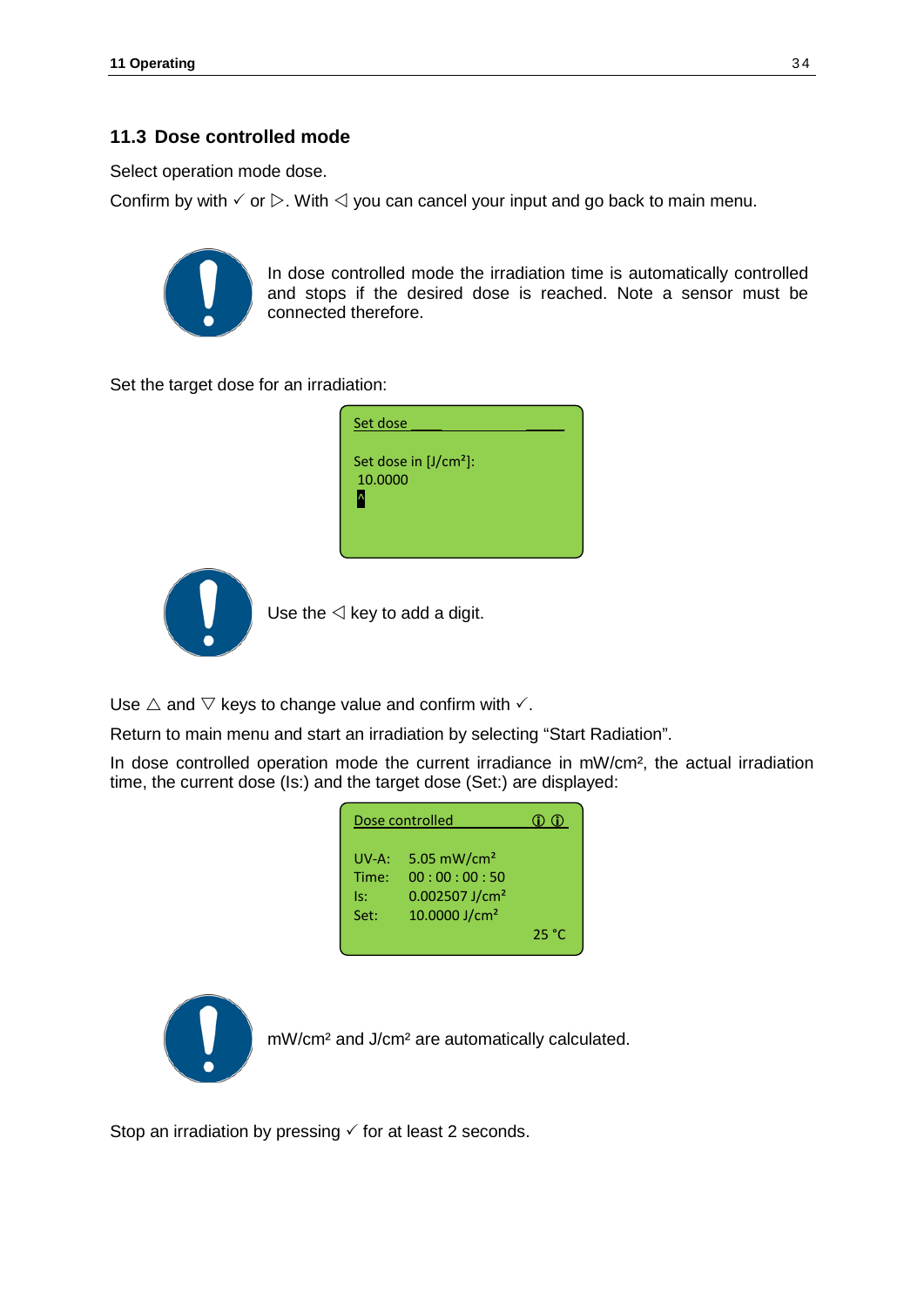## 11.3 Dose controlled mode

Select operation mode dose.

Confirm by with ✓ or ▷. With ◁ you can cancel your input and go back to main menu.

In dose controlled mode the irradiation time is automatically controlled and stops if the desired dose is reached. Note a sensor must be connected therefore.

Set the target dose for an irradiation:

```
Set dose
Set dose in [J/cm²]:
 10.0000
 ^
```

Use the ◁ key to add a digit.

Use △ and ▽ keys to change value and confirm with ✓.

Return to main menu and start an irradiation by selecting "Start Radiation".

In dose controlled operation mode the current irradiance in mW/cm², the actual irradiation time, the current dose (Is:) and the target dose (Set:) are displayed:

```
Dose controlled            ⓘ ⓘ

UV-A:   5.05 mW/cm²
Time:   00 : 00 : 00 : 50
Is:     0.002507 J/cm²
Set:    10.0000 J/cm²
                           25 °C
```

mW/cm² and J/cm² are automatically calculated.

Stop an irradiation by pressing ✓ for at least 2 seconds.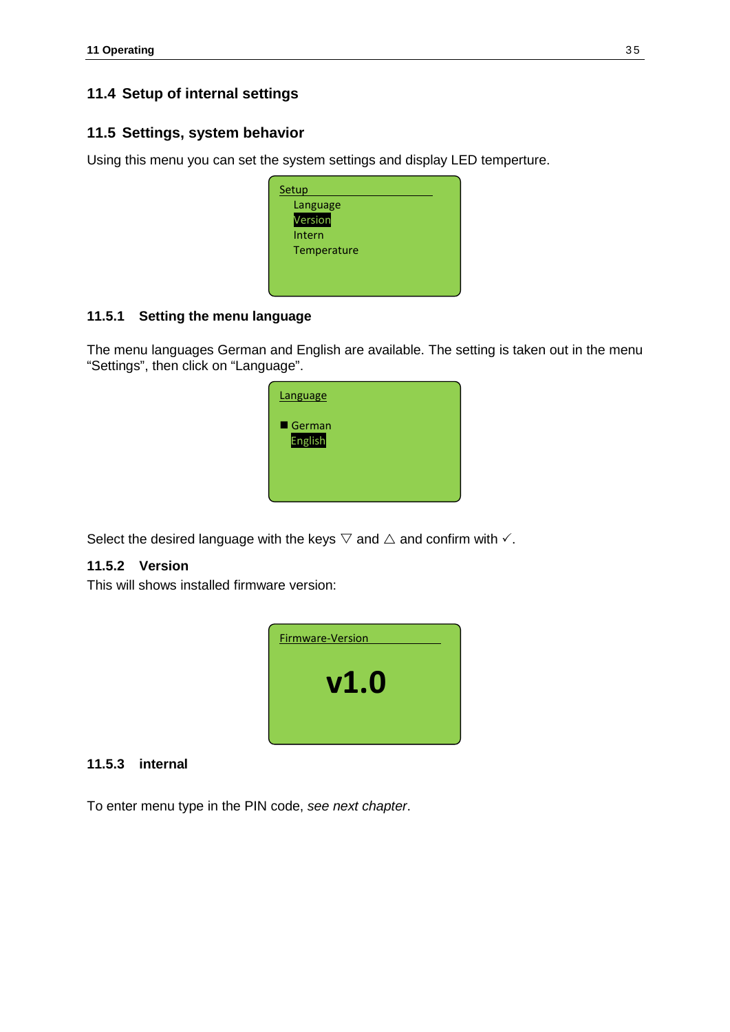## 11.4 Setup of internal settings

## 11.5 Settings, system behavior

Using this menu you can set the system settings and display LED temperture.

Setup
Language
Version
Intern
Temperature

### 11.5.1 Setting the menu language

The menu languages German and English are available. The setting is taken out in the menu "Settings", then click on "Language".

Language

■ German
English

Select the desired language with the keys ▽ and △ and confirm with ✓.

### 11.5.2 Version

This will shows installed firmware version:

Firmware-Version

**v1.0**

### 11.5.3 internal

To enter menu type in the PIN code, *see next chapter*.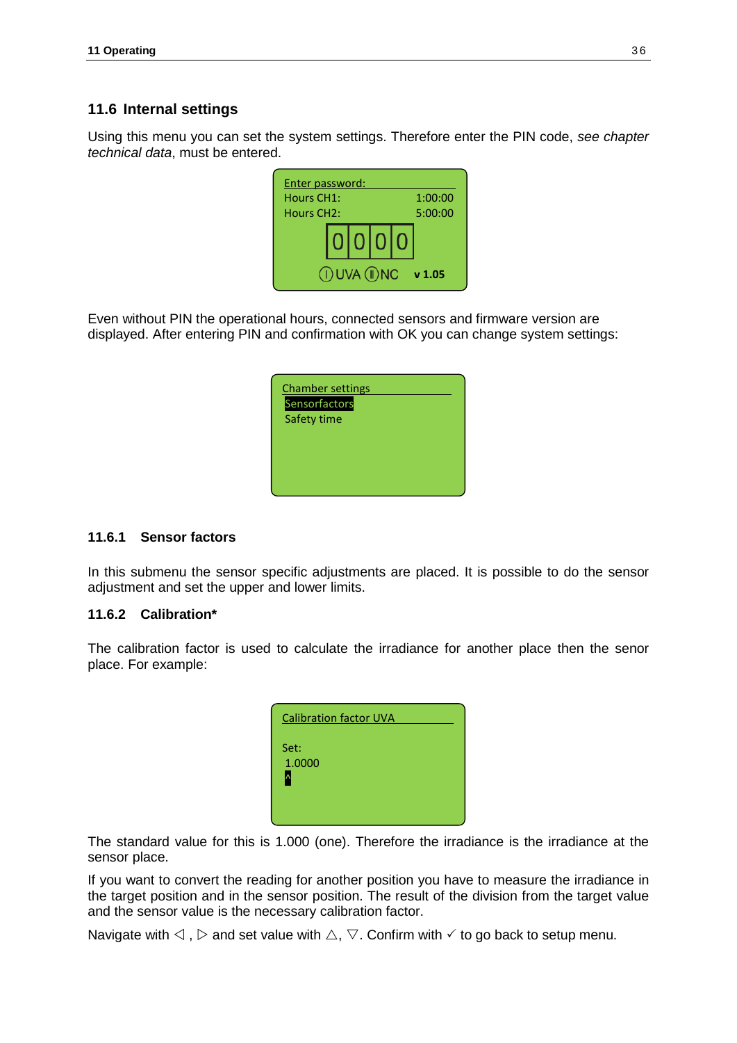## 11.6 Internal settings

Using this menu you can set the system settings. Therefore enter the PIN code, *see chapter technical data*, must be entered.

```
Enter password:
Hours CH1:          1:00:00
Hours CH2:          5:00:00
      0 0 0 0
  (I) UVA (II) NC    v 1.05
```

Even without PIN the operational hours, connected sensors and firmware version are displayed. After entering PIN and confirmation with OK you can change system settings:

```
Chamber settings
Sensorfactors
Safety time
```

### 11.6.1 Sensor factors

In this submenu the sensor specific adjustments are placed. It is possible to do the sensor adjustment and set the upper and lower limits.

### 11.6.2 Calibration*

The calibration factor is used to calculate the irradiance for another place then the senor place. For example:

```
Calibration factor UVA

Set:
1.0000
^
```

The standard value for this is 1.000 (one). Therefore the irradiance is the irradiance at the sensor place.

If you want to convert the reading for another position you have to measure the irradiance in the target position and in the sensor position. The result of the division from the target value and the sensor value is the necessary calibration factor.

Navigate with ◁ , ▷ and set value with △, ▽. Confirm with ✓ to go back to setup menu.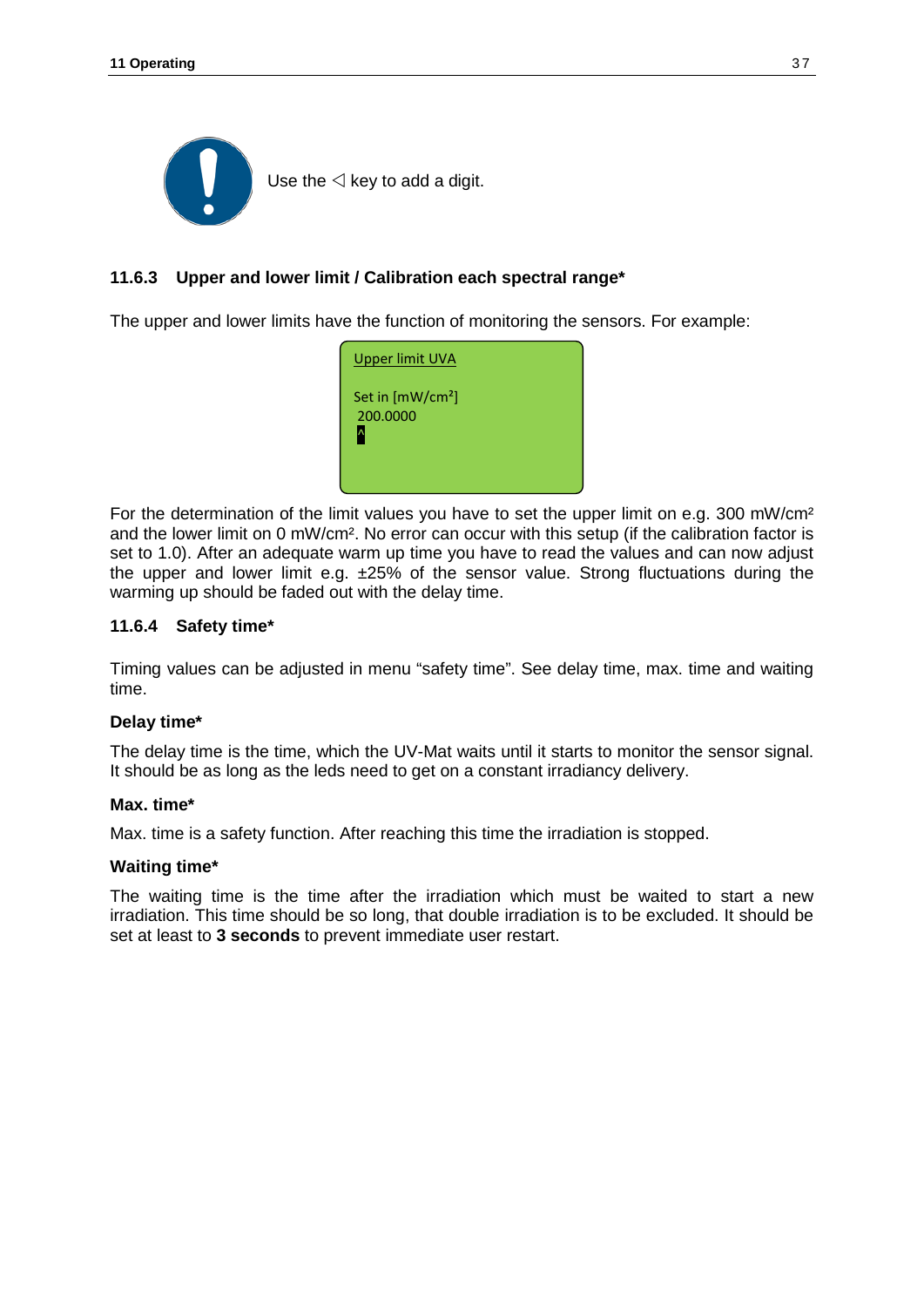Use the ◁ key to add a digit.

### 11.6.3 Upper and lower limit / Calibration each spectral range*

The upper and lower limits have the function of monitoring the sensors. For example:

```
Upper limit UVA

Set in [mW/cm²]
 200.0000
 ^
```

For the determination of the limit values you have to set the upper limit on e.g. 300 mW/cm² and the lower limit on 0 mW/cm². No error can occur with this setup (if the calibration factor is set to 1.0). After an adequate warm up time you have to read the values and can now adjust the upper and lower limit e.g. ±25% of the sensor value. Strong fluctuations during the warming up should be faded out with the delay time.

### 11.6.4 Safety time*

Timing values can be adjusted in menu “safety time”. See delay time, max. time and waiting time.

**Delay time***

The delay time is the time, which the UV-Mat waits until it starts to monitor the sensor signal. It should be as long as the leds need to get on a constant irradiancy delivery.

**Max. time***

Max. time is a safety function. After reaching this time the irradiation is stopped.

**Waiting time***

The waiting time is the time after the irradiation which must be waited to start a new irradiation. This time should be so long, that double irradiation is to be excluded. It should be set at least to **3 seconds** to prevent immediate user restart.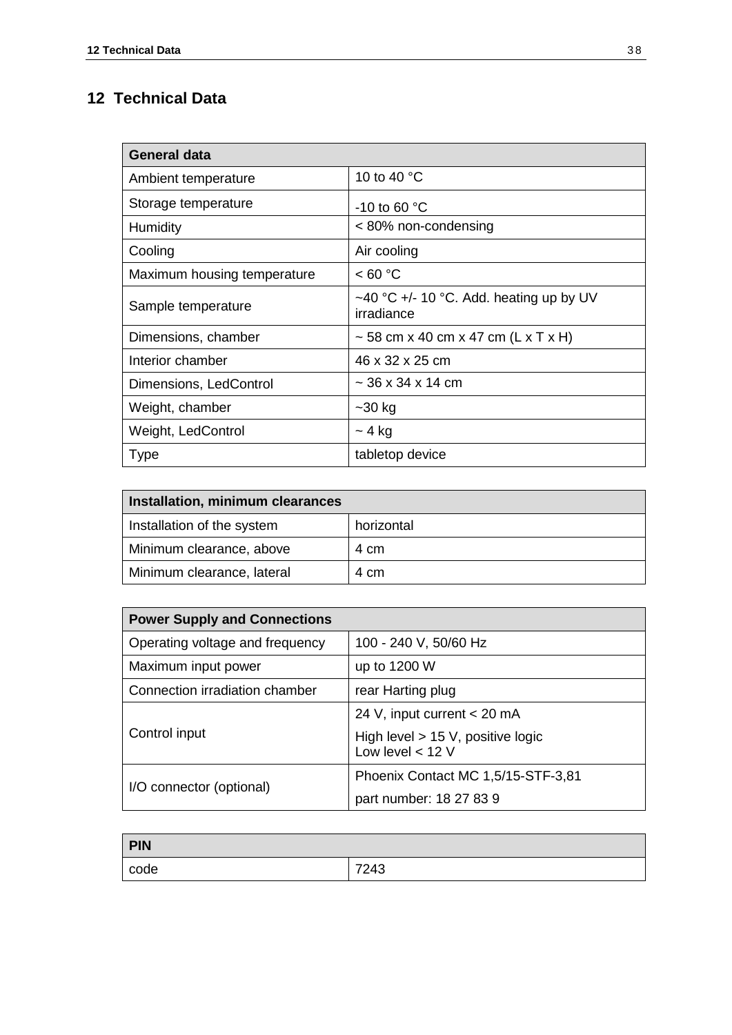# 12 Technical Data

| General data | |
|---|---|
| Ambient temperature | 10 to 40 °C |
| Storage temperature | -10 to 60 °C |
| Humidity | < 80% non-condensing |
| Cooling | Air cooling |
| Maximum housing temperature | < 60 °C |
| Sample temperature | ~40 °C +/- 10 °C. Add. heating up by UV irradiance |
| Dimensions, chamber | ~ 58 cm x 40 cm x 47 cm (L x T x H) |
| Interior chamber | 46 x 32 x 25 cm |
| Dimensions, LedControl | ~ 36 x 34 x 14 cm |
| Weight, chamber | ~30 kg |
| Weight, LedControl | ~ 4 kg |
| Type | tabletop device |

| Installation, minimum clearances | |
|---|---|
| Installation of the system | horizontal |
| Minimum clearance, above | 4 cm |
| Minimum clearance, lateral | 4 cm |

| Power Supply and Connections | |
|---|---|
| Operating voltage and frequency | 100 - 240 V, 50/60 Hz |
| Maximum input power | up to 1200 W |
| Connection irradiation chamber | rear Harting plug |
| Control input | 24 V, input current < 20 mA<br>High level > 15 V, positive logic<br>Low level < 12 V |
| I/O connector (optional) | Phoenix Contact MC 1,5/15-STF-3,81<br>part number: 18 27 83 9 |

| PIN | |
|---|---|
| code | 7243 |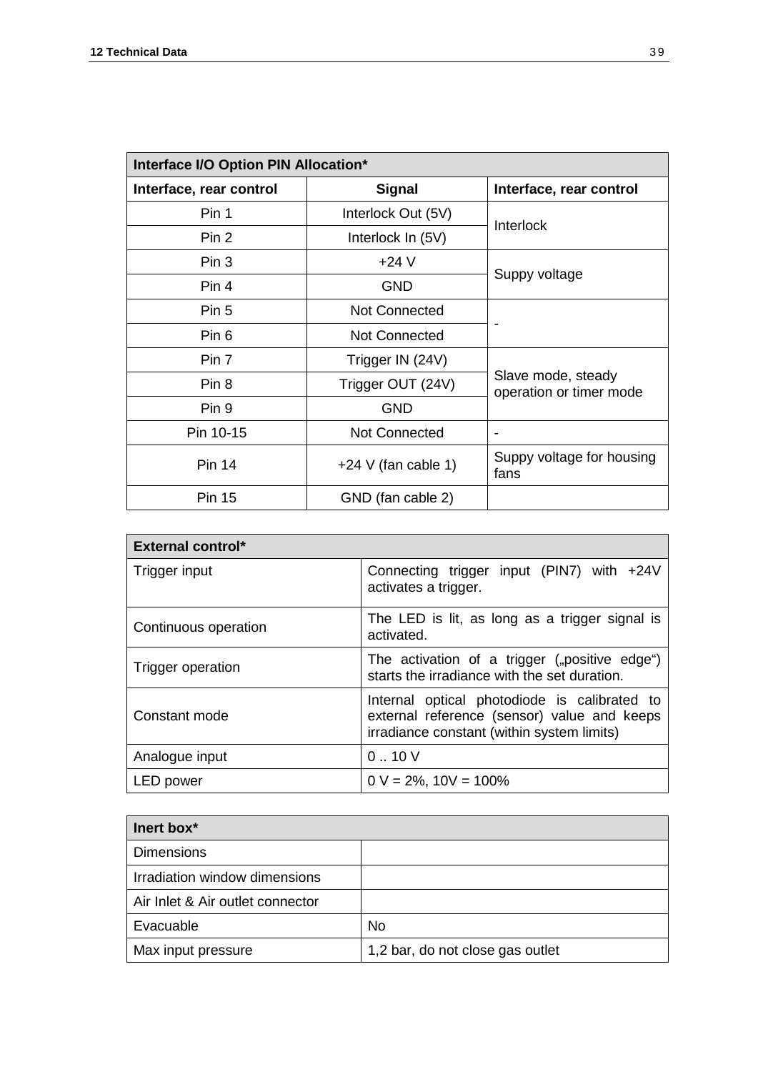| Interface I/O Option PIN Allocation* | | |
|---|---|---|
| **Interface, rear control** | **Signal** | **Interface, rear control** |
| Pin 1 | Interlock Out (5V) | Interlock |
| Pin 2 | Interlock In (5V) | |
| Pin 3 | +24 V | Suppy voltage |
| Pin 4 | GND | |
| Pin 5 | Not Connected | - |
| Pin 6 | Not Connected | |
| Pin 7 | Trigger IN (24V) | Slave mode, steady operation or timer mode |
| Pin 8 | Trigger OUT (24V) | |
| Pin 9 | GND | |
| Pin 10-15 | Not Connected | - |
| Pin 14 | +24 V (fan cable 1) | Suppy voltage for housing fans |
| Pin 15 | GND (fan cable 2) | |

| External control* | |
|---|---|
| Trigger input | Connecting trigger input (PIN7) with +24V activates a trigger. |
| Continuous operation | The LED is lit, as long as a trigger signal is activated. |
| Trigger operation | The activation of a trigger („positive edge") starts the irradiance with the set duration. |
| Constant mode | Internal optical photodiode is calibrated to external reference (sensor) value and keeps irradiance constant (within system limits) |
| Analogue input | 0 .. 10 V |
| LED power | 0 V = 2%, 10V = 100% |

| Inert box* | |
|---|---|
| Dimensions | |
| Irradiation window dimensions | |
| Air Inlet & Air outlet connector | |
| Evacuable | No |
| Max input pressure | 1,2 bar, do not close gas outlet |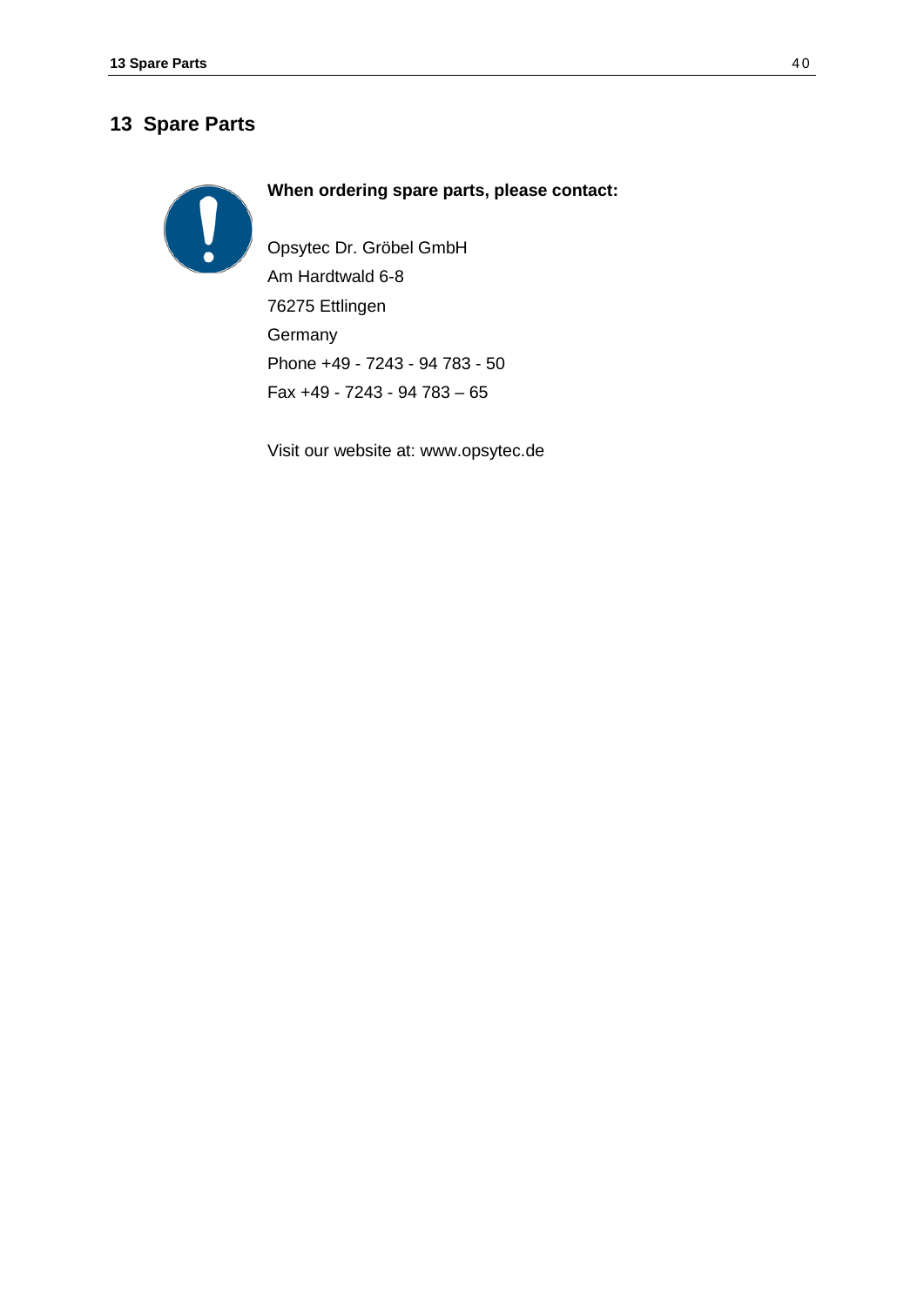# 13 Spare Parts

**When ordering spare parts, please contact:**

Opsytec Dr. Gröbel GmbH
Am Hardtwald 6-8
76275 Ettlingen
Germany
Phone +49 - 7243 - 94 783 - 50
Fax +49 - 7243 - 94 783 – 65

Visit our website at: www.opsytec.de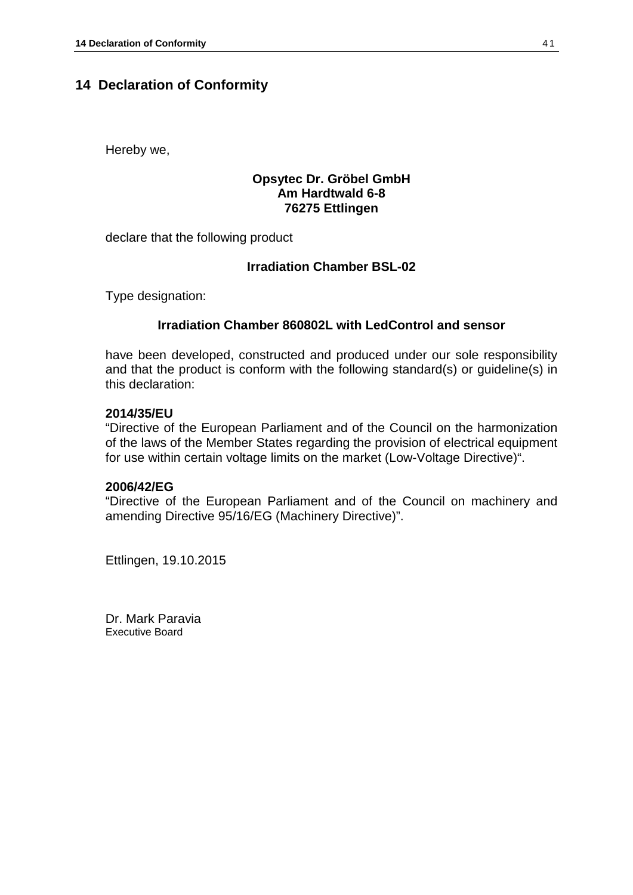# 14 Declaration of Conformity

Hereby we,

**Opsytec Dr. Gröbel GmbH**
**Am Hardtwald 6-8**
**76275 Ettlingen**

declare that the following product

**Irradiation Chamber BSL-02**

Type designation:

**Irradiation Chamber 860802L with LedControl and sensor**

have been developed, constructed and produced under our sole responsibility and that the product is conform with the following standard(s) or guideline(s) in this declaration:

**2014/35/EU**
“Directive of the European Parliament and of the Council on the harmonization of the laws of the Member States regarding the provision of electrical equipment for use within certain voltage limits on the market (Low-Voltage Directive)“.

**2006/42/EG**
“Directive of the European Parliament and of the Council on machinery and amending Directive 95/16/EG (Machinery Directive)”.

Ettlingen, 19.10.2015

Dr. Mark Paravia
Executive Board